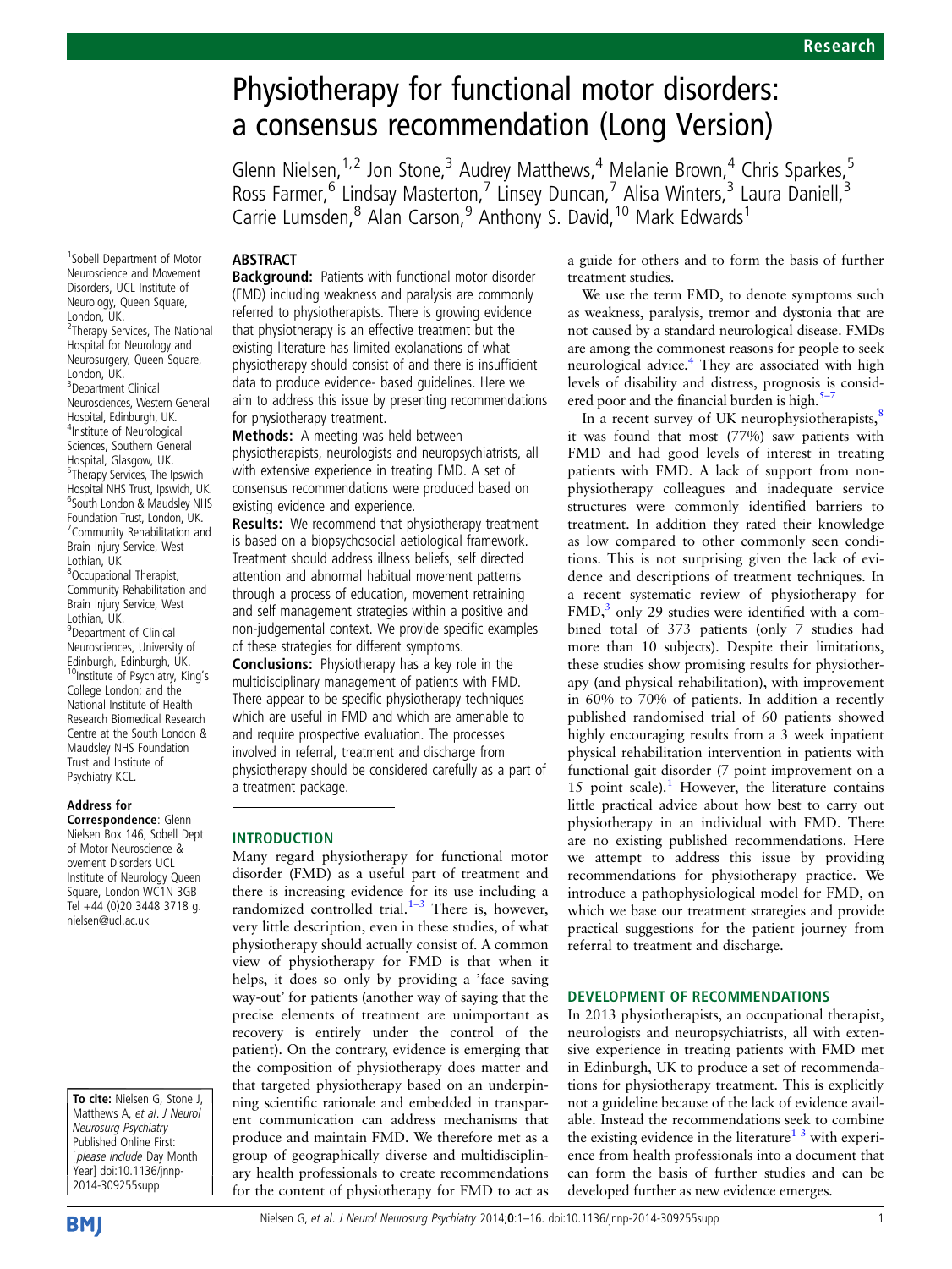# Physiotherapy for functional motor disorders: a consensus recommendation (Long Version)

Glenn Nielsen,[1,2] Jon Stone,[3] Audrey Matthews,[4] Melanie Brown,[4] Chris Sparkes,[5] Ross Farmer,[6] Lindsay Masterton,[7] Linsey Duncan,[7] Alisa Winters,[3] Laura Daniell,[3] Carrie Lumsden,[8] Alan Carson,[9] Anthony S. David,[10] Mark Edwards[1]

[1]Sobell Department of Motor Neuroscience and Movement Disorders, UCL Institute of Neurology, Queen Square, London, UK.
[2]Therapy Services, The National Hospital for Neurology and Neurosurgery, Queen Square, London, UK.
[3]Department Clinical Neurosciences, Western General Hospital, Edinburgh, UK.
[4]Institute of Neurological Sciences, Southern General Hospital, Glasgow, UK.
[5]Therapy Services, The Ipswich Hospital NHS Trust, Ipswich, UK.
[6]South London & Maudsley NHS Foundation Trust, London, UK.
[7]Community Rehabilitation and Brain Injury Service, West Lothian, UK
[8]Occupational Therapist, Community Rehabilitation and Brain Injury Service, West Lothian, UK.
[9]Department of Clinical Neurosciences, University of Edinburgh, Edinburgh, UK.
[10]Institute of Psychiatry, King's College London; and the National Institute of Health Research Biomedical Research Centre at the South London & Maudsley NHS Foundation Trust and Institute of Psychiatry KCL.

**Address for Correspondence**: Glenn Nielsen Box 146, Sobell Dept of Motor Neuroscience & ovement Disorders UCL Institute of Neurology Queen Square, London WC1N 3GB Tel +44 (0)20 3448 3718 g.nielsen@ucl.ac.uk

**To cite:** Nielsen G, Stone J, Matthews A, *et al*. *J Neurol Neurosurg Psychiatry* Published Online First: [*please include* Day Month Year] doi:10.1136/jnnp-2014-309255supp

## ABSTRACT

**Background:** Patients with functional motor disorder (FMD) including weakness and paralysis are commonly referred to physiotherapists. There is growing evidence that physiotherapy is an effective treatment but the existing literature has limited explanations of what physiotherapy should consist of and there is insufficient data to produce evidence- based guidelines. Here we aim to address this issue by presenting recommendations for physiotherapy treatment.

**Methods:** A meeting was held between physiotherapists, neurologists and neuropsychiatrists, all with extensive experience in treating FMD. A set of consensus recommendations were produced based on existing evidence and experience.

**Results:** We recommend that physiotherapy treatment is based on a biopsychosocial aetiological framework. Treatment should address illness beliefs, self directed attention and abnormal habitual movement patterns through a process of education, movement retraining and self management strategies within a positive and non-judgemental context. We provide specific examples of these strategies for different symptoms.

**Conclusions:** Physiotherapy has a key role in the multidisciplinary management of patients with FMD. There appear to be specific physiotherapy techniques which are useful in FMD and which are amenable to and require prospective evaluation. The processes involved in referral, treatment and discharge from physiotherapy should be considered carefully as a part of a treatment package.

## INTRODUCTION

Many regard physiotherapy for functional motor disorder (FMD) as a useful part of treatment and there is increasing evidence for its use including a randomized controlled trial.[1–3] There is, however, very little description, even in these studies, of what physiotherapy should actually consist of. A common view of physiotherapy for FMD is that when it helps, it does so only by providing a 'face saving way-out' for patients (another way of saying that the precise elements of treatment are unimportant as recovery is entirely under the control of the patient). On the contrary, evidence is emerging that the composition of physiotherapy does matter and that targeted physiotherapy based on an underpinning scientific rationale and embedded in transparent communication can address mechanisms that produce and maintain FMD. We therefore met as a group of geographically diverse and multidisciplinary health professionals to create recommendations for the content of physiotherapy for FMD to act as a guide for others and to form the basis of further treatment studies.

We use the term FMD, to denote symptoms such as weakness, paralysis, tremor and dystonia that are not caused by a standard neurological disease. FMDs are among the commonest reasons for people to seek neurological advice.[4] They are associated with high levels of disability and distress, prognosis is considered poor and the financial burden is high.[5–7]

In a recent survey of UK neurophysiotherapists,[8] it was found that most (77%) saw patients with FMD and had good levels of interest in treating patients with FMD. A lack of support from non-physiotherapy colleagues and inadequate service structures were commonly identified barriers to treatment. In addition they rated their knowledge as low compared to other commonly seen conditions. This is not surprising given the lack of evidence and descriptions of treatment techniques. In a recent systematic review of physiotherapy for FMD,[3] only 29 studies were identified with a combined total of 373 patients (only 7 studies had more than 10 subjects). Despite their limitations, these studies show promising results for physiotherapy (and physical rehabilitation), with improvement in 60% to 70% of patients. In addition a recently published randomised trial of 60 patients showed highly encouraging results from a 3 week inpatient physical rehabilitation intervention in patients with functional gait disorder (7 point improvement on a 15 point scale).[1] However, the literature contains little practical advice about how best to carry out physiotherapy in an individual with FMD. There are no existing published recommendations. Here we attempt to address this issue by providing recommendations for physiotherapy practice. We introduce a pathophysiological model for FMD, on which we base our treatment strategies and provide practical suggestions for the patient journey from referral to treatment and discharge.

## DEVELOPMENT OF RECOMMENDATIONS

In 2013 physiotherapists, an occupational therapist, neurologists and neuropsychiatrists, all with extensive experience in treating patients with FMD met in Edinburgh, UK to produce a set of recommendations for physiotherapy treatment. This is explicitly not a guideline because of the lack of evidence available. Instead the recommendations seek to combine the existing evidence in the literature[1 3] with experience from health professionals into a document that can form the basis of further studies and can be developed further as new evidence emerges.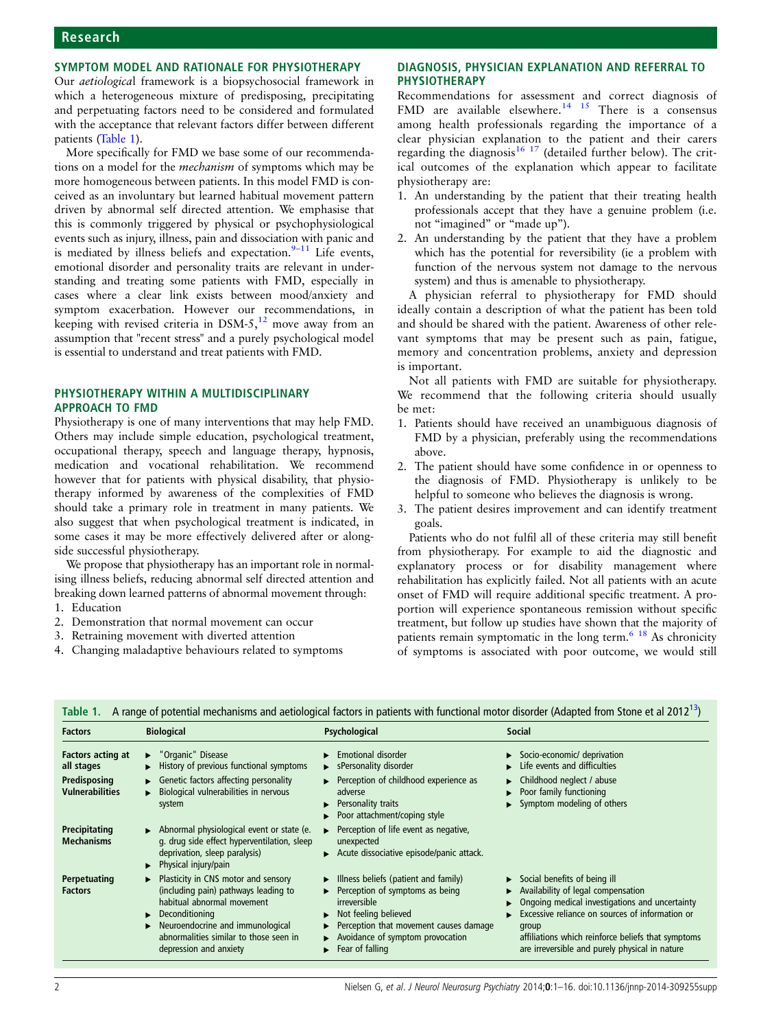## SYMPTOM MODEL AND RATIONALE FOR PHYSIOTHERAPY

Our *aetiological* framework is a biopsychosocial framework in which a heterogeneous mixture of predisposing, precipitating and perpetuating factors need to be considered and formulated with the acceptance that relevant factors differ between different patients (Table 1).

More specifically for FMD we base some of our recommendations on a model for the *mechanism* of symptoms which may be more homogeneous between patients. In this model FMD is conceived as an involuntary but learned habitual movement pattern driven by abnormal self directed attention. We emphasise that this is commonly triggered by physical or psychophysiological events such as injury, illness, pain and dissociation with panic and is mediated by illness beliefs and expectation.[9–11] Life events, emotional disorder and personality traits are relevant in understanding and treating some patients with FMD, especially in cases where a clear link exists between mood/anxiety and symptom exacerbation. However our recommendations, in keeping with revised criteria in DSM-5,[12] move away from an assumption that "recent stress" and a purely psychological model is essential to understand and treat patients with FMD.

## PHYSIOTHERAPY WITHIN A MULTIDISCIPLINARY APPROACH TO FMD

Physiotherapy is one of many interventions that may help FMD. Others may include simple education, psychological treatment, occupational therapy, speech and language therapy, hypnosis, medication and vocational rehabilitation. We recommend however that for patients with physical disability, that physiotherapy informed by awareness of the complexities of FMD should take a primary role in treatment in many patients. We also suggest that when psychological treatment is indicated, in some cases it may be more effectively delivered after or alongside successful physiotherapy.

We propose that physiotherapy has an important role in normalising illness beliefs, reducing abnormal self directed attention and breaking down learned patterns of abnormal movement through:

1. Education
2. Demonstration that normal movement can occur
3. Retraining movement with diverted attention
4. Changing maladaptive behaviours related to symptoms

## DIAGNOSIS, PHYSICIAN EXPLANATION AND REFERRAL TO PHYSIOTHERAPY

Recommendations for assessment and correct diagnosis of FMD are available elsewhere.[14 15] There is a consensus among health professionals regarding the importance of a clear physician explanation to the patient and their carers regarding the diagnosis[16 17] (detailed further below). The critical outcomes of the explanation which appear to facilitate physiotherapy are:

1. An understanding by the patient that their treating health professionals accept that they have a genuine problem (i.e. not "imagined" or "made up").
2. An understanding by the patient that they have a problem which has the potential for reversibility (ie a problem with function of the nervous system not damage to the nervous system) and thus is amenable to physiotherapy.

A physician referral to physiotherapy for FMD should ideally contain a description of what the patient has been told and should be shared with the patient. Awareness of other relevant symptoms that may be present such as pain, fatigue, memory and concentration problems, anxiety and depression is important.

Not all patients with FMD are suitable for physiotherapy. We recommend that the following criteria should usually be met:

1. Patients should have received an unambiguous diagnosis of FMD by a physician, preferably using the recommendations above.
2. The patient should have some confidence in or openness to the diagnosis of FMD. Physiotherapy is unlikely to be helpful to someone who believes the diagnosis is wrong.
3. The patient desires improvement and can identify treatment goals.

Patients who do not fulfil all of these criteria may still benefit from physiotherapy. For example to aid the diagnostic and explanatory process or for disability management where rehabilitation has explicitly failed. Not all patients with an acute onset of FMD will require additional specific treatment. A proportion will experience spontaneous remission without specific treatment, but follow up studies have shown that the majority of patients remain symptomatic in the long term.[6 18] As chronicity of symptoms is associated with poor outcome, we would still

**Table 1.** A range of potential mechanisms and aetiological factors in patients with functional motor disorder (Adapted from Stone et al 2012[13])

| Factors | Biological | Psychological | Social |
|---|---|---|---|
| Factors acting at all stages | ▸ "Organic" Disease<br>▸ History of previous functional symptoms | ▸ Emotional disorder<br>▸ sPersonality disorder | ▸ Socio-economic/ deprivation<br>▸ Life events and difficulties |
| Predisposing Vulnerabilities | ▸ Genetic factors affecting personality<br>▸ Biological vulnerabilities in nervous system | ▸ Perception of childhood experience as adverse<br>▸ Personality traits<br>▸ Poor attachment/coping style | ▸ Childhood neglect / abuse<br>▸ Poor family functioning<br>▸ Symptom modeling of others |
| Precipitating Mechanisms | ▸ Abnormal physiological event or state (e. g. drug side effect hyperventilation, sleep deprivation, sleep paralysis)<br>▸ Physical injury/pain | ▸ Perception of life event as negative, unexpected<br>▸ Acute dissociative episode/panic attack. | |
| Perpetuating Factors | ▸ Plasticity in CNS motor and sensory (including pain) pathways leading to habitual abnormal movement<br>▸ Deconditioning<br>▸ Neuroendocrine and immunological abnormalities similar to those seen in depression and anxiety | ▸ Illness beliefs (patient and family)<br>▸ Perception of symptoms as being irreversible<br>▸ Not feeling believed<br>▸ Perception that movement causes damage<br>▸ Avoidance of symptom provocation<br>▸ Fear of falling | ▸ Social benefits of being ill<br>▸ Availability of legal compensation<br>▸ Ongoing medical investigations and uncertainty<br>▸ Excessive reliance on sources of information or group affiliations which reinforce beliefs that symptoms are irreversible and purely physical in nature |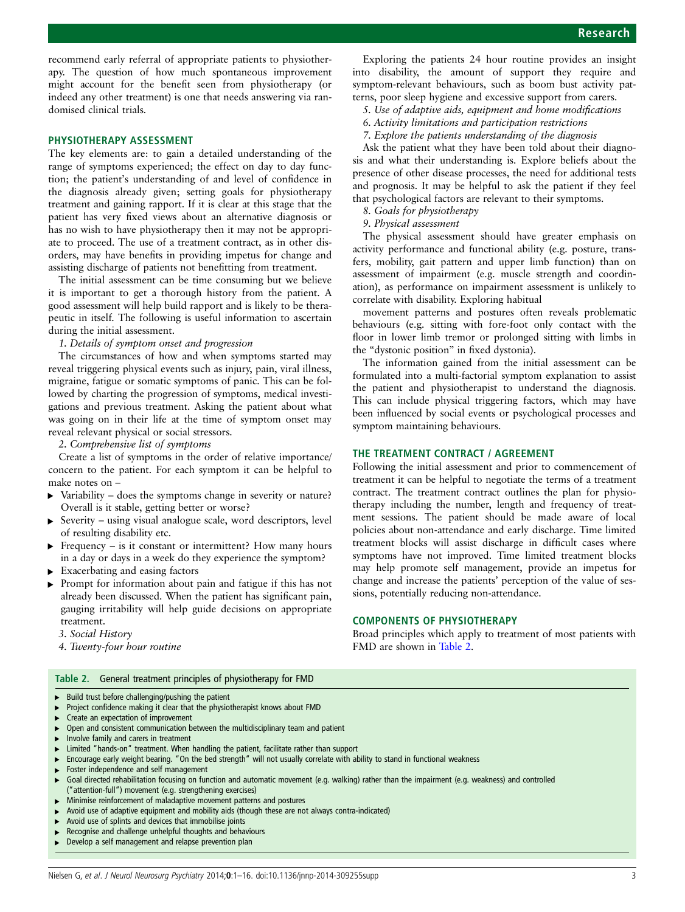recommend early referral of appropriate patients to physiotherapy. The question of how much spontaneous improvement might account for the benefit seen from physiotherapy (or indeed any other treatment) is one that needs answering via randomised clinical trials.

## PHYSIOTHERAPY ASSESSMENT

The key elements are: to gain a detailed understanding of the range of symptoms experienced; the effect on day to day function; the patient's understanding of and level of confidence in the diagnosis already given; setting goals for physiotherapy treatment and gaining rapport. If it is clear at this stage that the patient has very fixed views about an alternative diagnosis or has no wish to have physiotherapy then it may not be appropriate to proceed. The use of a treatment contract, as in other disorders, may have benefits in providing impetus for change and assisting discharge of patients not benefitting from treatment.

The initial assessment can be time consuming but we believe it is important to get a thorough history from the patient. A good assessment will help build rapport and is likely to be therapeutic in itself. The following is useful information to ascertain during the initial assessment.

*1. Details of symptom onset and progression*

The circumstances of how and when symptoms started may reveal triggering physical events such as injury, pain, viral illness, migraine, fatigue or somatic symptoms of panic. This can be followed by charting the progression of symptoms, medical investigations and previous treatment. Asking the patient about what was going on in their life at the time of symptom onset may reveal relevant physical or social stressors.

*2. Comprehensive list of symptoms*

Create a list of symptoms in the order of relative importance/concern to the patient. For each symptom it can be helpful to make notes on –

- Variability – does the symptoms change in severity or nature? Overall is it stable, getting better or worse?
- Severity – using visual analogue scale, word descriptors, level of resulting disability etc.
- Frequency – is it constant or intermittent? How many hours in a day or days in a week do they experience the symptom?
- Exacerbating and easing factors
- Prompt for information about pain and fatigue if this has not already been discussed. When the patient has significant pain, gauging irritability will help guide decisions on appropriate treatment.

*3. Social History*

*4. Twenty-four hour routine*

Exploring the patients 24 hour routine provides an insight into disability, the amount of support they require and symptom-relevant behaviours, such as boom bust activity patterns, poor sleep hygiene and excessive support from carers.

*5. Use of adaptive aids, equipment and home modifications*

*6. Activity limitations and participation restrictions*

*7. Explore the patients understanding of the diagnosis*

Ask the patient what they have been told about their diagnosis and what their understanding is. Explore beliefs about the presence of other disease processes, the need for additional tests and prognosis. It may be helpful to ask the patient if they feel that psychological factors are relevant to their symptoms.

*8. Goals for physiotherapy*

*9. Physical assessment*

The physical assessment should have greater emphasis on activity performance and functional ability (e.g. posture, transfers, mobility, gait pattern and upper limb function) than on assessment of impairment (e.g. muscle strength and coordination), as performance on impairment assessment is unlikely to correlate with disability. Exploring habitual movement patterns and postures often reveals problematic behaviours (e.g. sitting with fore-foot only contact with the floor in lower limb tremor or prolonged sitting with limbs in the "dystonic position" in fixed dystonia).

The information gained from the initial assessment can be formulated into a multi-factorial symptom explanation to assist the patient and physiotherapist to understand the diagnosis. This can include physical triggering factors, which may have been influenced by social events or psychological processes and symptom maintaining behaviours.

## THE TREATMENT CONTRACT / AGREEMENT

Following the initial assessment and prior to commencement of treatment it can be helpful to negotiate the terms of a treatment contract. The treatment contract outlines the plan for physiotherapy including the number, length and frequency of treatment sessions. The patient should be made aware of local policies about non-attendance and early discharge. Time limited treatment blocks will assist discharge in difficult cases where symptoms have not improved. Time limited treatment blocks may help promote self management, provide an impetus for change and increase the patients' perception of the value of sessions, potentially reducing non-attendance.

## COMPONENTS OF PHYSIOTHERAPY

Broad principles which apply to treatment of most patients with FMD are shown in Table 2.

**Table 2.** General treatment principles of physiotherapy for FMD

- Build trust before challenging/pushing the patient
- Project confidence making it clear that the physiotherapist knows about FMD
- Create an expectation of improvement
- Open and consistent communication between the multidisciplinary team and patient
- Involve family and carers in treatment
- Limited "hands-on" treatment. When handling the patient, facilitate rather than support
- Encourage early weight bearing. "On the bed strength" will not usually correlate with ability to stand in functional weakness
- Foster independence and self management
- Goal directed rehabilitation focusing on function and automatic movement (e.g. walking) rather than the impairment (e.g. weakness) and controlled ("attention-full") movement (e.g. strengthening exercises)
- Minimise reinforcement of maladaptive movement patterns and postures
- Avoid use of adaptive equipment and mobility aids (though these are not always contra-indicated)
- Avoid use of splints and devices that immobilise joints
- Recognise and challenge unhelpful thoughts and behaviours
- Develop a self management and relapse prevention plan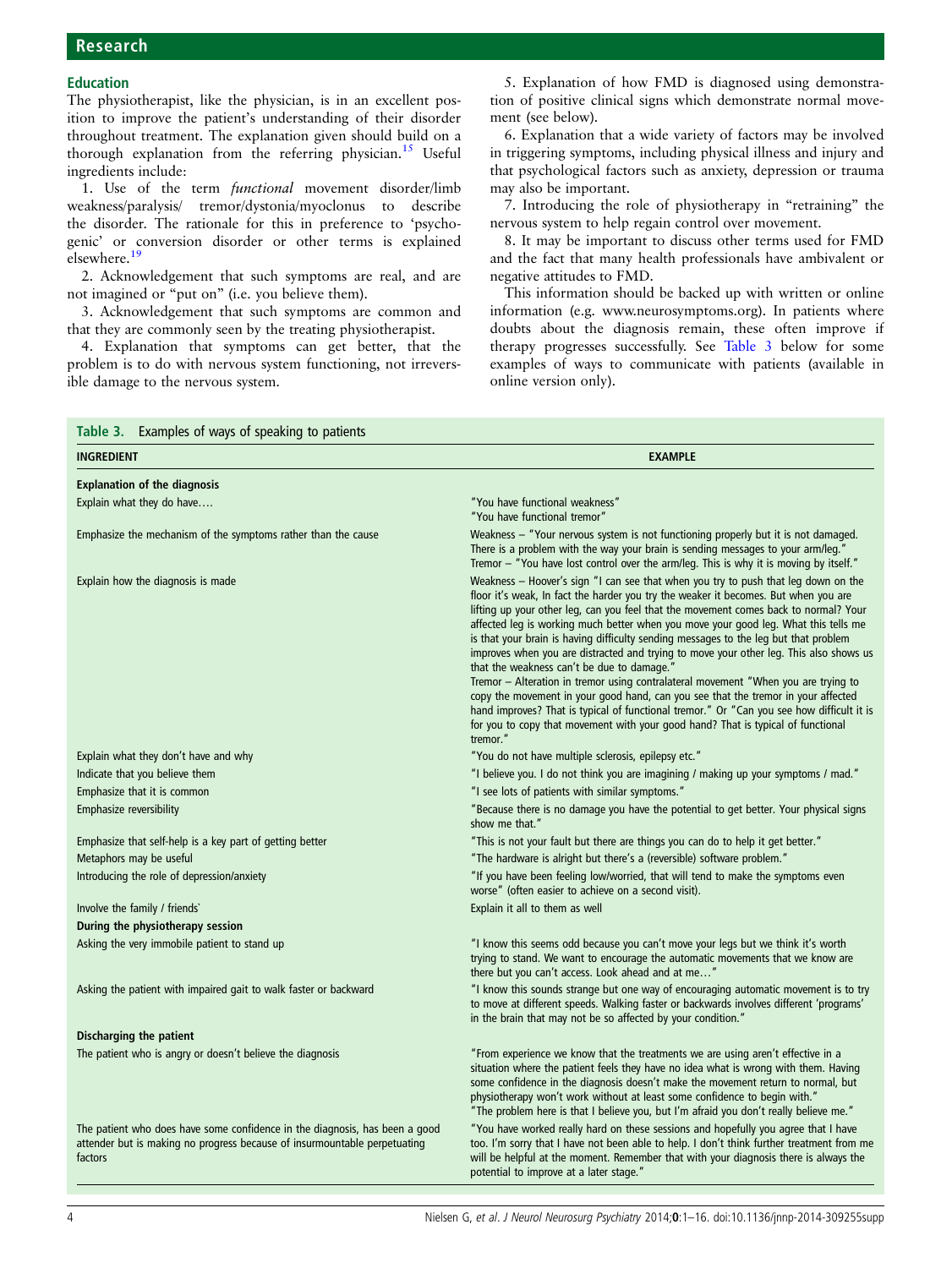### Education

The physiotherapist, like the physician, is in an excellent position to improve the patient's understanding of their disorder throughout treatment. The explanation given should build on a thorough explanation from the referring physician.[15] Useful ingredients include:

1. Use of the term *functional* movement disorder/limb weakness/paralysis/ tremor/dystonia/myoclonus to describe the disorder. The rationale for this in preference to 'psychogenic' or conversion disorder or other terms is explained elsewhere.[19]

2. Acknowledgement that such symptoms are real, and are not imagined or "put on" (i.e. you believe them).

3. Acknowledgement that such symptoms are common and that they are commonly seen by the treating physiotherapist.

4. Explanation that symptoms can get better, that the problem is to do with nervous system functioning, not irreversible damage to the nervous system.

5. Explanation of how FMD is diagnosed using demonstration of positive clinical signs which demonstrate normal movement (see below).

6. Explanation that a wide variety of factors may be involved in triggering symptoms, including physical illness and injury and that psychological factors such as anxiety, depression or trauma may also be important.

7. Introducing the role of physiotherapy in "retraining" the nervous system to help regain control over movement.

8. It may be important to discuss other terms used for FMD and the fact that many health professionals have ambivalent or negative attitudes to FMD.

This information should be backed up with written or online information (e.g. www.neurosymptoms.org). In patients where doubts about the diagnosis remain, these often improve if therapy progresses successfully. See Table 3 below for some examples of ways to communicate with patients (available in online version only).

**Table 3.** Examples of ways of speaking to patients

| INGREDIENT | EXAMPLE |
|---|---|
| **Explanation of the diagnosis** | |
| Explain what they do have…. | "You have functional weakness"<br>"You have functional tremor" |
| Emphasize the mechanism of the symptoms rather than the cause | Weakness – "Your nervous system is not functioning properly but it is not damaged. There is a problem with the way your brain is sending messages to your arm/leg."<br>Tremor – "You have lost control over the arm/leg. This is why it is moving by itself." |
| Explain how the diagnosis is made | Weakness – Hoover's sign "I can see that when you try to push that leg down on the floor it's weak, In fact the harder you try the weaker it becomes. But when you are lifting up your other leg, can you feel that the movement comes back to normal? Your affected leg is working much better when you move your good leg. What this tells me is that your brain is having difficulty sending messages to the leg but that problem improves when you are distracted and trying to move your other leg. This also shows us that the weakness can't be due to damage."<br>Tremor – Alteration in tremor using contralateral movement "When you are trying to copy the movement in your good hand, can you see that the tremor in your affected hand improves? That is typical of functional tremor." Or "Can you see how difficult it is for you to copy that movement with your good hand? That is typical of functional tremor." |
| Explain what they don't have and why | "You do not have multiple sclerosis, epilepsy etc." |
| Indicate that you believe them | "I believe you. I do not think you are imagining / making up your symptoms / mad." |
| Emphasize that it is common | "I see lots of patients with similar symptoms." |
| Emphasize reversibility | "Because there is no damage you have the potential to get better. Your physical signs show me that." |
| Emphasize that self-help is a key part of getting better | "This is not your fault but there are things you can do to help it get better." |
| Metaphors may be useful | "The hardware is alright but there's a (reversible) software problem." |
| Introducing the role of depression/anxiety | "If you have been feeling low/worried, that will tend to make the symptoms even worse" (often easier to achieve on a second visit). |
| Involve the family / friends` | Explain it all to them as well |
| **During the physiotherapy session** | |
| Asking the very immobile patient to stand up | "I know this seems odd because you can't move your legs but we think it's worth trying to stand. We want to encourage the automatic movements that we know are there but you can't access. Look ahead and at me…" |
| Asking the patient with impaired gait to walk faster or backward | "I know this sounds strange but one way of encouraging automatic movement is to try to move at different speeds. Walking faster or backwards involves different 'programs' in the brain that may not be so affected by your condition." |
| **Discharging the patient** | |
| The patient who is angry or doesn't believe the diagnosis | "From experience we know that the treatments we are using aren't effective in a situation where the patient feels they have no idea what is wrong with them. Having some confidence in the diagnosis doesn't make the movement return to normal, but physiotherapy won't work without at least some confidence to begin with."<br>"The problem here is that I believe you, but I'm afraid you don't really believe me." |
| The patient who does have some confidence in the diagnosis, has been a good attender but is making no progress because of insurmountable perpetuating factors | "You have worked really hard on these sessions and hopefully you agree that I have too. I'm sorry that I have not been able to help. I don't think further treatment from me will be helpful at the moment. Remember that with your diagnosis there is always the potential to improve at a later stage." |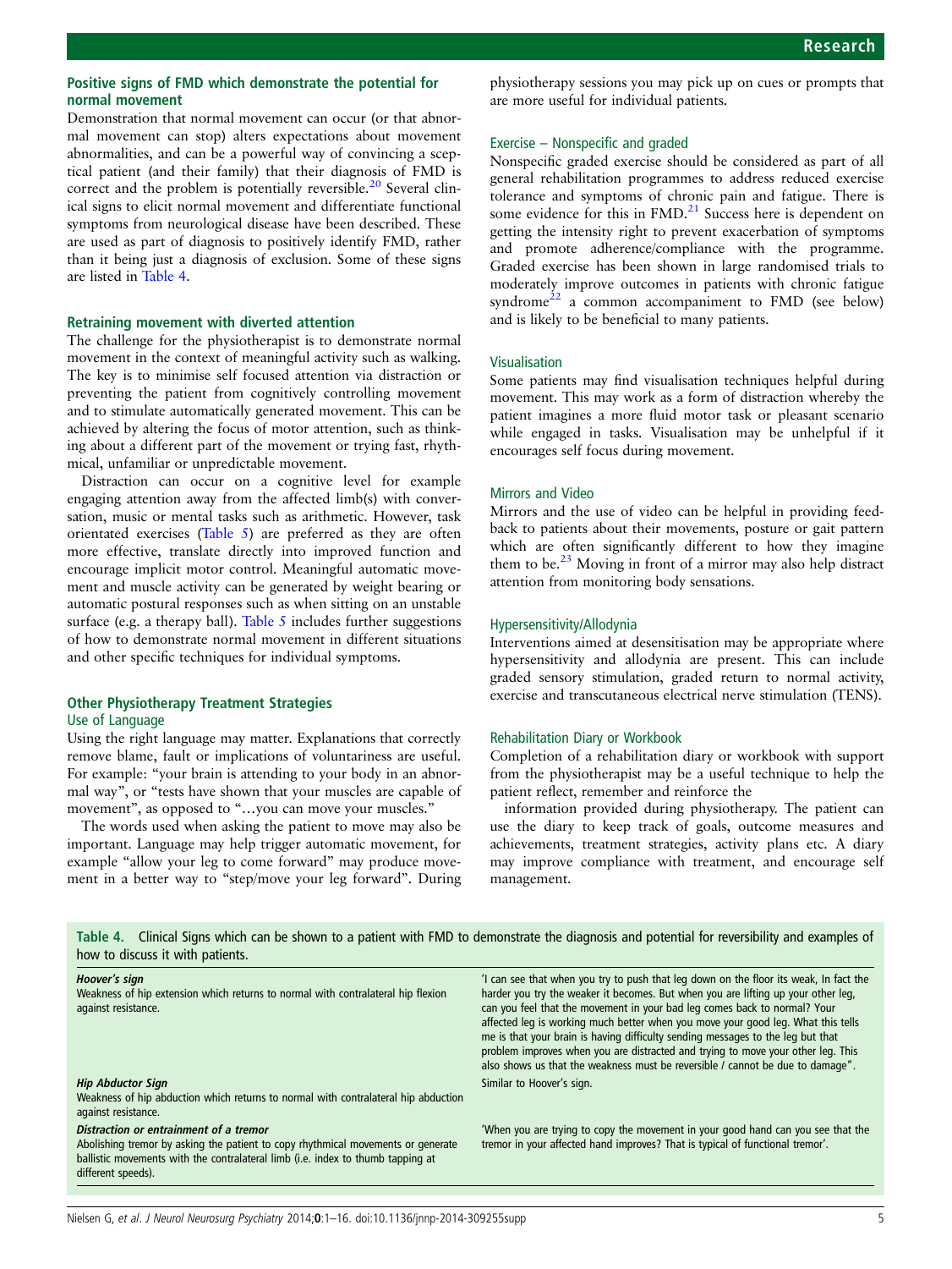### Positive signs of FMD which demonstrate the potential for normal movement

Demonstration that normal movement can occur (or that abnormal movement can stop) alters expectations about movement abnormalities, and can be a powerful way of convincing a sceptical patient (and their family) that their diagnosis of FMD is correct and the problem is potentially reversible.[20] Several clinical signs to elicit normal movement and differentiate functional symptoms from neurological disease have been described. These are used as part of diagnosis to positively identify FMD, rather than it being just a diagnosis of exclusion. Some of these signs are listed in Table 4.

### Retraining movement with diverted attention

The challenge for the physiotherapist is to demonstrate normal movement in the context of meaningful activity such as walking. The key is to minimise self focused attention via distraction or preventing the patient from cognitively controlling movement and to stimulate automatically generated movement. This can be achieved by altering the focus of motor attention, such as thinking about a different part of the movement or trying fast, rhythmical, unfamiliar or unpredictable movement.

Distraction can occur on a cognitive level for example engaging attention away from the affected limb(s) with conversation, music or mental tasks such as arithmetic. However, task orientated exercises (Table 5) are preferred as they are often more effective, translate directly into improved function and encourage implicit motor control. Meaningful automatic movement and muscle activity can be generated by weight bearing or automatic postural responses such as when sitting on an unstable surface (e.g. a therapy ball). Table 5 includes further suggestions of how to demonstrate normal movement in different situations and other specific techniques for individual symptoms.

### Other Physiotherapy Treatment Strategies

#### Use of Language

Using the right language may matter. Explanations that correctly remove blame, fault or implications of voluntariness are useful. For example: "your brain is attending to your body in an abnormal way", or "tests have shown that your muscles are capable of movement", as opposed to "…you can move your muscles."

The words used when asking the patient to move may also be important. Language may help trigger automatic movement, for example "allow your leg to come forward" may produce movement in a better way to "step/move your leg forward". During physiotherapy sessions you may pick up on cues or prompts that are more useful for individual patients.

#### Exercise – Nonspecific and graded

Nonspecific graded exercise should be considered as part of all general rehabilitation programmes to address reduced exercise tolerance and symptoms of chronic pain and fatigue. There is some evidence for this in FMD.[21] Success here is dependent on getting the intensity right to prevent exacerbation of symptoms and promote adherence/compliance with the programme. Graded exercise has been shown in large randomised trials to moderately improve outcomes in patients with chronic fatigue syndrome[22] a common accompaniment to FMD (see below) and is likely to be beneficial to many patients.

#### Visualisation

Some patients may find visualisation techniques helpful during movement. This may work as a form of distraction whereby the patient imagines a more fluid motor task or pleasant scenario while engaged in tasks. Visualisation may be unhelpful if it encourages self focus during movement.

#### Mirrors and Video

Mirrors and the use of video can be helpful in providing feedback to patients about their movements, posture or gait pattern which are often significantly different to how they imagine them to be.[23] Moving in front of a mirror may also help distract attention from monitoring body sensations.

#### Hypersensitivity/Allodynia

Interventions aimed at desensitisation may be appropriate where hypersensitivity and allodynia are present. This can include graded sensory stimulation, graded return to normal activity, exercise and transcutaneous electrical nerve stimulation (TENS).

#### Rehabilitation Diary or Workbook

Completion of a rehabilitation diary or workbook with support from the physiotherapist may be a useful technique to help the patient reflect, remember and reinforce the information provided during physiotherapy. The patient can use the diary to keep track of goals, outcome measures and achievements, treatment strategies, activity plans etc. A diary may improve compliance with treatment, and encourage self management.

**Table 4.** Clinical Signs which can be shown to a patient with FMD to demonstrate the diagnosis and potential for reversibility and examples of how to discuss it with patients.

| Sign | How to discuss it with patients |
|---|---|
| ***Hoover's sign***<br>Weakness of hip extension which returns to normal with contralateral hip flexion against resistance. | 'I can see that when you try to push that leg down on the floor its weak, In fact the harder you try the weaker it becomes. But when you are lifting up your other leg, can you feel that the movement in your bad leg comes back to normal? Your affected leg is working much better when you move your good leg. What this tells me is that your brain is having difficulty sending messages to the leg but that problem improves when you are distracted and trying to move your other leg. This also shows us that the weakness must be reversible / cannot be due to damage". |
| ***Hip Abductor Sign***<br>Weakness of hip abduction which returns to normal with contralateral hip abduction against resistance. | Similar to Hoover's sign. |
| ***Distraction or entrainment of a tremor***<br>Abolishing tremor by asking the patient to copy rhythmical movements or generate ballistic movements with the contralateral limb (i.e. index to thumb tapping at different speeds). | 'When you are trying to copy the movement in your good hand can you see that the tremor in your affected hand improves? That is typical of functional tremor'. |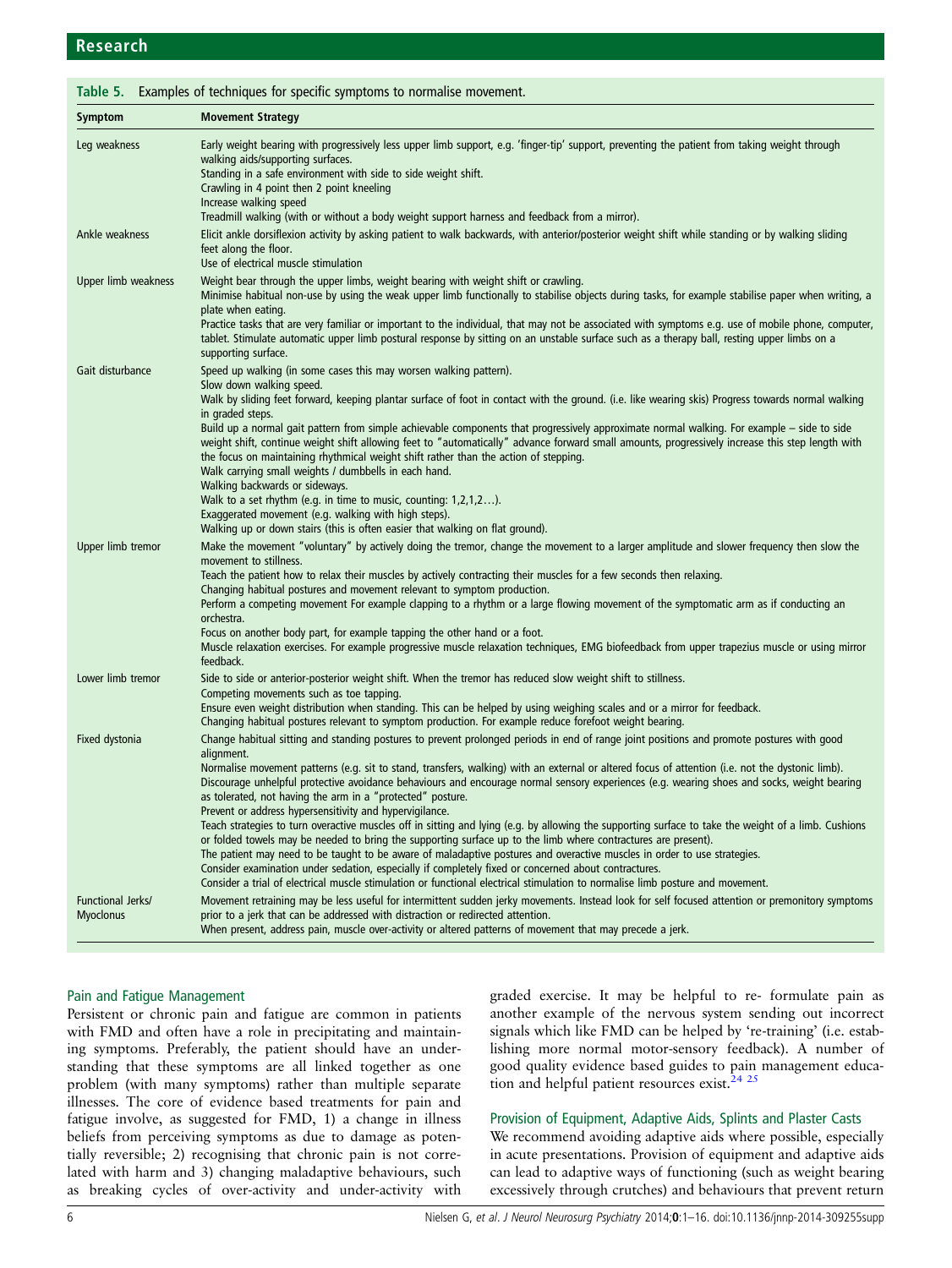Table 5. Examples of techniques for specific symptoms to normalise movement.

| Symptom | Movement Strategy |
|---|---|
| Leg weakness | Early weight bearing with progressively less upper limb support, e.g. 'finger-tip' support, preventing the patient from taking weight through walking aids/supporting surfaces.<br>Standing in a safe environment with side to side weight shift.<br>Crawling in 4 point then 2 point kneeling<br>Increase walking speed<br>Treadmill walking (with or without a body weight support harness and feedback from a mirror). |
| Ankle weakness | Elicit ankle dorsiflexion activity by asking patient to walk backwards, with anterior/posterior weight shift while standing or by walking sliding feet along the floor.<br>Use of electrical muscle stimulation |
| Upper limb weakness | Weight bear through the upper limbs, weight bearing with weight shift or crawling.<br>Minimise habitual non-use by using the weak upper limb functionally to stabilise objects during tasks, for example stabilise paper when writing, a plate when eating.<br>Practice tasks that are very familiar or important to the individual, that may not be associated with symptoms e.g. use of mobile phone, computer, tablet. Stimulate automatic upper limb postural response by sitting on an unstable surface such as a therapy ball, resting upper limbs on a supporting surface. |
| Gait disturbance | Speed up walking (in some cases this may worsen walking pattern).<br>Slow down walking speed.<br>Walk by sliding feet forward, keeping plantar surface of foot in contact with the ground. (i.e. like wearing skis) Progress towards normal walking in graded steps.<br>Build up a normal gait pattern from simple achievable components that progressively approximate normal walking. For example – side to side weight shift, continue weight shift allowing feet to "automatically" advance forward small amounts, progressively increase this step length with the focus on maintaining rhythmical weight shift rather than the action of stepping.<br>Walk carrying small weights / dumbbells in each hand.<br>Walking backwards or sideways.<br>Walk to a set rhythm (e.g. in time to music, counting: 1,2,1,2…).<br>Exaggerated movement (e.g. walking with high steps).<br>Walking up or down stairs (this is often easier that walking on flat ground). |
| Upper limb tremor | Make the movement "voluntary" by actively doing the tremor, change the movement to a larger amplitude and slower frequency then slow the movement to stillness.<br>Teach the patient how to relax their muscles by actively contracting their muscles for a few seconds then relaxing.<br>Changing habitual postures and movement relevant to symptom production.<br>Perform a competing movement For example clapping to a rhythm or a large flowing movement of the symptomatic arm as if conducting an orchestra.<br>Focus on another body part, for example tapping the other hand or a foot.<br>Muscle relaxation exercises. For example progressive muscle relaxation techniques, EMG biofeedback from upper trapezius muscle or using mirror feedback. |
| Lower limb tremor | Side to side or anterior-posterior weight shift. When the tremor has reduced slow weight shift to stillness.<br>Competing movements such as toe tapping.<br>Ensure even weight distribution when standing. This can be helped by using weighing scales and or a mirror for feedback.<br>Changing habitual postures relevant to symptom production. For example reduce forefoot weight bearing. |
| Fixed dystonia | Change habitual sitting and standing postures to prevent prolonged periods in end of range joint positions and promote postures with good alignment.<br>Normalise movement patterns (e.g. sit to stand, transfers, walking) with an external or altered focus of attention (i.e. not the dystonic limb).<br>Discourage unhelpful protective avoidance behaviours and encourage normal sensory experiences (e.g. wearing shoes and socks, weight bearing as tolerated, not having the arm in a "protected" posture.<br>Prevent or address hypersensitivity and hypervigilance.<br>Teach strategies to turn overactive muscles off in sitting and lying (e.g. by allowing the supporting surface to take the weight of a limb. Cushions or folded towels may be needed to bring the supporting surface up to the limb where contractures are present).<br>The patient may need to be taught to be aware of maladaptive postures and overactive muscles in order to use strategies.<br>Consider examination under sedation, especially if completely fixed or concerned about contractures.<br>Consider a trial of electrical muscle stimulation or functional electrical stimulation to normalise limb posture and movement. |
| Functional Jerks/ Myoclonus | Movement retraining may be less useful for intermittent sudden jerky movements. Instead look for self focused attention or premonitory symptoms prior to a jerk that can be addressed with distraction or redirected attention.<br>When present, address pain, muscle over-activity or altered patterns of movement that may precede a jerk. |

## Pain and Fatigue Management

Persistent or chronic pain and fatigue are common in patients with FMD and often have a role in precipitating and maintaining symptoms. Preferably, the patient should have an understanding that these symptoms are all linked together as one problem (with many symptoms) rather than multiple separate illnesses. The core of evidence based treatments for pain and fatigue involve, as suggested for FMD, 1) a change in illness beliefs from perceiving symptoms as due to damage as potentially reversible; 2) recognising that chronic pain is not correlated with harm and 3) changing maladaptive behaviours, such as breaking cycles of over-activity and under-activity with graded exercise. It may be helpful to re- formulate pain as another example of the nervous system sending out incorrect signals which like FMD can be helped by 're-training' (i.e. establishing more normal motor-sensory feedback). A number of good quality evidence based guides to pain management education and helpful patient resources exist.[24 25]

## Provision of Equipment, Adaptive Aids, Splints and Plaster Casts

We recommend avoiding adaptive aids where possible, especially in acute presentations. Provision of equipment and adaptive aids can lead to adaptive ways of functioning (such as weight bearing excessively through crutches) and behaviours that prevent return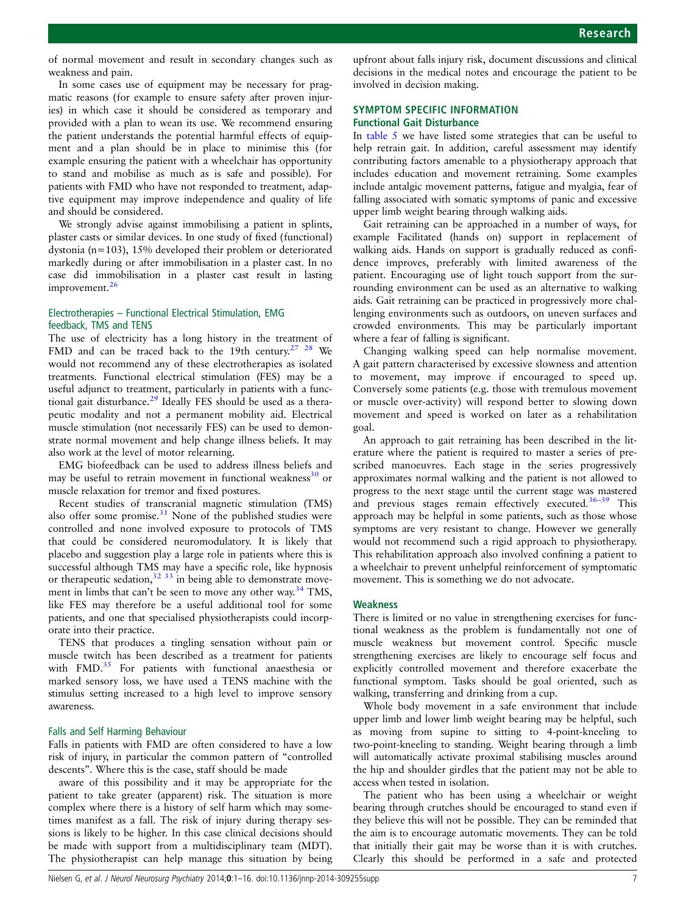of normal movement and result in secondary changes such as weakness and pain.

In some cases use of equipment may be necessary for pragmatic reasons (for example to ensure safety after proven injuries) in which case it should be considered as temporary and provided with a plan to wean its use. We recommend ensuring the patient understands the potential harmful effects of equipment and a plan should be in place to minimise this (for example ensuring the patient with a wheelchair has opportunity to stand and mobilise as much as is safe and possible). For patients with FMD who have not responded to treatment, adaptive equipment may improve independence and quality of life and should be considered.

We strongly advise against immobilising a patient in splints, plaster casts or similar devices. In one study of fixed (functional) dystonia (n=103), 15% developed their problem or deteriorated markedly during or after immobilisation in a plaster cast. In no case did immobilisation in a plaster cast result in lasting improvement.[26]

### Electrotherapies – Functional Electrical Stimulation, EMG feedback, TMS and TENS

The use of electricity has a long history in the treatment of FMD and can be traced back to the 19th century.[27 28] We would not recommend any of these electrotherapies as isolated treatments. Functional electrical stimulation (FES) may be a useful adjunct to treatment, particularly in patients with a functional gait disturbance.[29] Ideally FES should be used as a therapeutic modality and not a permanent mobility aid. Electrical muscle stimulation (not necessarily FES) can be used to demonstrate normal movement and help change illness beliefs. It may also work at the level of motor relearning.

EMG biofeedback can be used to address illness beliefs and may be useful to retrain movement in functional weakness[30] or muscle relaxation for tremor and fixed postures.

Recent studies of transcranial magnetic stimulation (TMS) also offer some promise.[31] None of the published studies were controlled and none involved exposure to protocols of TMS that could be considered neuromodulatory. It is likely that placebo and suggestion play a large role in patients where this is successful although TMS may have a specific role, like hypnosis or therapeutic sedation,[32 33] in being able to demonstrate movement in limbs that can't be seen to move any other way.[34] TMS, like FES may therefore be a useful additional tool for some patients, and one that specialised physiotherapists could incorporate into their practice.

TENS that produces a tingling sensation without pain or muscle twitch has been described as a treatment for patients with FMD.[35] For patients with functional anaesthesia or marked sensory loss, we have used a TENS machine with the stimulus setting increased to a high level to improve sensory awareness.

### Falls and Self Harming Behaviour

Falls in patients with FMD are often considered to have a low risk of injury, in particular the common pattern of "controlled descents". Where this is the case, staff should be made aware of this possibility and it may be appropriate for the patient to take greater (apparent) risk. The situation is more complex where there is a history of self harm which may sometimes manifest as a fall. The risk of injury during therapy sessions is likely to be higher. In this case clinical decisions should be made with support from a multidisciplinary team (MDT). The physiotherapist can help manage this situation by being upfront about falls injury risk, document discussions and clinical decisions in the medical notes and encourage the patient to be involved in decision making.

## SYMPTOM SPECIFIC INFORMATION

### Functional Gait Disturbance

In table 5 we have listed some strategies that can be useful to help retrain gait. In addition, careful assessment may identify contributing factors amenable to a physiotherapy approach that includes education and movement retraining. Some examples include antalgic movement patterns, fatigue and myalgia, fear of falling associated with somatic symptoms of panic and excessive upper limb weight bearing through walking aids.

Gait retraining can be approached in a number of ways, for example Facilitated (hands on) support in replacement of walking aids. Hands on support is gradually reduced as confidence improves, preferably with limited awareness of the patient. Encouraging use of light touch support from the surrounding environment can be used as an alternative to walking aids. Gait retraining can be practiced in progressively more challenging environments such as outdoors, on uneven surfaces and crowded environments. This may be particularly important where a fear of falling is significant.

Changing walking speed can help normalise movement. A gait pattern characterised by excessive slowness and attention to movement, may improve if encouraged to speed up. Conversely some patients (e.g. those with tremulous movement or muscle over-activity) will respond better to slowing down movement and speed is worked on later as a rehabilitation goal.

An approach to gait retraining has been described in the literature where the patient is required to master a series of prescribed manoeuvres. Each stage in the series progressively approximates normal walking and the patient is not allowed to progress to the next stage until the current stage was mastered and previous stages remain effectively executed.[36–39] This approach may be helpful in some patients, such as those whose symptoms are very resistant to change. However we generally would not recommend such a rigid approach to physiotherapy. This rehabilitation approach also involved confining a patient to a wheelchair to prevent unhelpful reinforcement of symptomatic movement. This is something we do not advocate.

### Weakness

There is limited or no value in strengthening exercises for functional weakness as the problem is fundamentally not one of muscle weakness but movement control. Specific muscle strengthening exercises are likely to encourage self focus and explicitly controlled movement and therefore exacerbate the functional symptom. Tasks should be goal oriented, such as walking, transferring and drinking from a cup.

Whole body movement in a safe environment that include upper limb and lower limb weight bearing may be helpful, such as moving from supine to sitting to 4-point-kneeling to two-point-kneeling to standing. Weight bearing through a limb will automatically activate proximal stabilising muscles around the hip and shoulder girdles that the patient may not be able to access when tested in isolation.

The patient who has been using a wheelchair or weight bearing through crutches should be encouraged to stand even if they believe this will not be possible. They can be reminded that the aim is to encourage automatic movements. They can be told that initially their gait may be worse than it is with crutches. Clearly this should be performed in a safe and protected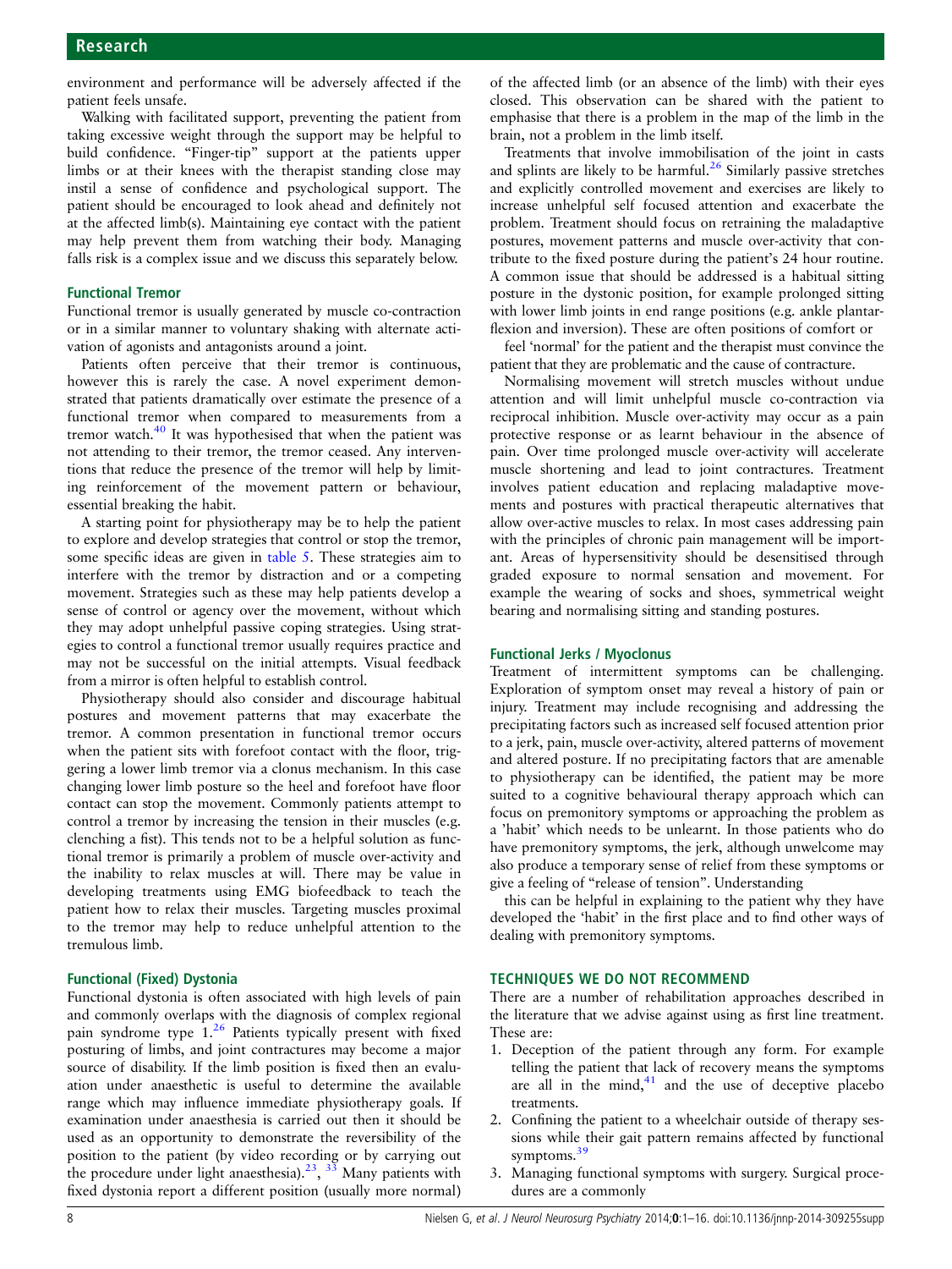environment and performance will be adversely affected if the patient feels unsafe.

Walking with facilitated support, preventing the patient from taking excessive weight through the support may be helpful to build confidence. "Finger-tip" support at the patients upper limbs or at their knees with the therapist standing close may instil a sense of confidence and psychological support. The patient should be encouraged to look ahead and definitely not at the affected limb(s). Maintaining eye contact with the patient may help prevent them from watching their body. Managing falls risk is a complex issue and we discuss this separately below.

### Functional Tremor

Functional tremor is usually generated by muscle co-contraction or in a similar manner to voluntary shaking with alternate activation of agonists and antagonists around a joint.

Patients often perceive that their tremor is continuous, however this is rarely the case. A novel experiment demonstrated that patients dramatically over estimate the presence of a functional tremor when compared to measurements from a tremor watch.[40] It was hypothesised that when the patient was not attending to their tremor, the tremor ceased. Any interventions that reduce the presence of the tremor will help by limiting reinforcement of the movement pattern or behaviour, essential breaking the habit.

A starting point for physiotherapy may be to help the patient to explore and develop strategies that control or stop the tremor, some specific ideas are given in table 5. These strategies aim to interfere with the tremor by distraction and or a competing movement. Strategies such as these may help patients develop a sense of control or agency over the movement, without which they may adopt unhelpful passive coping strategies. Using strategies to control a functional tremor usually requires practice and may not be successful on the initial attempts. Visual feedback from a mirror is often helpful to establish control.

Physiotherapy should also consider and discourage habitual postures and movement patterns that may exacerbate the tremor. A common presentation in functional tremor occurs when the patient sits with forefoot contact with the floor, triggering a lower limb tremor via a clonus mechanism. In this case changing lower limb posture so the heel and forefoot have floor contact can stop the movement. Commonly patients attempt to control a tremor by increasing the tension in their muscles (e.g. clenching a fist). This tends not to be a helpful solution as functional tremor is primarily a problem of muscle over-activity and the inability to relax muscles at will. There may be value in developing treatments using EMG biofeedback to teach the patient how to relax their muscles. Targeting muscles proximal to the tremor may help to reduce unhelpful attention to the tremulous limb.

### Functional (Fixed) Dystonia

Functional dystonia is often associated with high levels of pain and commonly overlaps with the diagnosis of complex regional pain syndrome type 1.[26] Patients typically present with fixed posturing of limbs, and joint contractures may become a major source of disability. If the limb position is fixed then an evaluation under anaesthetic is useful to determine the available range which may influence immediate physiotherapy goals. If examination under anaesthesia is carried out then it should be used as an opportunity to demonstrate the reversibility of the position to the patient (by video recording or by carrying out the procedure under light anaesthesia).[23, 33] Many patients with fixed dystonia report a different position (usually more normal) of the affected limb (or an absence of the limb) with their eyes closed. This observation can be shared with the patient to emphasise that there is a problem in the map of the limb in the brain, not a problem in the limb itself.

Treatments that involve immobilisation of the joint in casts and splints are likely to be harmful.[26] Similarly passive stretches and explicitly controlled movement and exercises are likely to increase unhelpful self focused attention and exacerbate the problem. Treatment should focus on retraining the maladaptive postures, movement patterns and muscle over-activity that contribute to the fixed posture during the patient's 24 hour routine. A common issue that should be addressed is a habitual sitting posture in the dystonic position, for example prolonged sitting with lower limb joints in end range positions (e.g. ankle plantarflexion and inversion). These are often positions of comfort or feel 'normal' for the patient and the therapist must convince the patient that they are problematic and the cause of contracture.

Normalising movement will stretch muscles without undue attention and will limit unhelpful muscle co-contraction via reciprocal inhibition. Muscle over-activity may occur as a pain protective response or as learnt behaviour in the absence of pain. Over time prolonged muscle over-activity will accelerate muscle shortening and lead to joint contractures. Treatment involves patient education and replacing maladaptive movements and postures with practical therapeutic alternatives that allow over-active muscles to relax. In most cases addressing pain with the principles of chronic pain management will be important. Areas of hypersensitivity should be desensitised through graded exposure to normal sensation and movement. For example the wearing of socks and shoes, symmetrical weight bearing and normalising sitting and standing postures.

### Functional Jerks / Myoclonus

Treatment of intermittent symptoms can be challenging. Exploration of symptom onset may reveal a history of pain or injury. Treatment may include recognising and addressing the precipitating factors such as increased self focused attention prior to a jerk, pain, muscle over-activity, altered patterns of movement and altered posture. If no precipitating factors that are amenable to physiotherapy can be identified, the patient may be more suited to a cognitive behavioural therapy approach which can focus on premonitory symptoms or approaching the problem as a 'habit' which needs to be unlearnt. In those patients who do have premonitory symptoms, the jerk, although unwelcome may also produce a temporary sense of relief from these symptoms or give a feeling of "release of tension". Understanding this can be helpful in explaining to the patient why they have developed the 'habit' in the first place and to find other ways of dealing with premonitory symptoms.

## TECHNIQUES WE DO NOT RECOMMEND

There are a number of rehabilitation approaches described in the literature that we advise against using as first line treatment. These are:

1. Deception of the patient through any form. For example telling the patient that lack of recovery means the symptoms are all in the mind,[41] and the use of deceptive placebo treatments.
2. Confining the patient to a wheelchair outside of therapy sessions while their gait pattern remains affected by functional symptoms.[39]
3. Managing functional symptoms with surgery. Surgical procedures are a commonly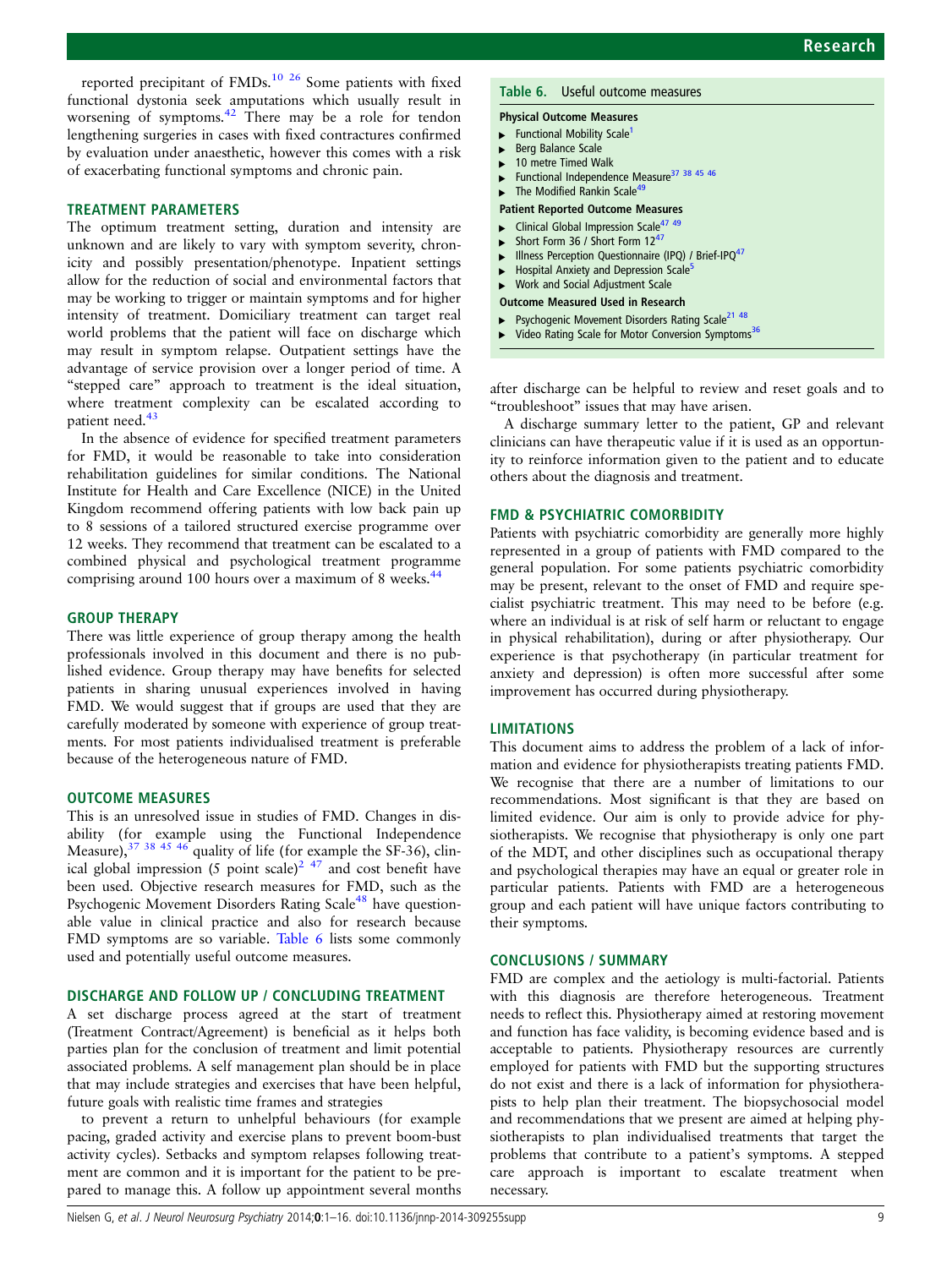reported precipitant of FMDs.[10 26] Some patients with fixed functional dystonia seek amputations which usually result in worsening of symptoms.[42] There may be a role for tendon lengthening surgeries in cases with fixed contractures confirmed by evaluation under anaesthetic, however this comes with a risk of exacerbating functional symptoms and chronic pain.

## TREATMENT PARAMETERS

The optimum treatment setting, duration and intensity are unknown and are likely to vary with symptom severity, chronicity and possibly presentation/phenotype. Inpatient settings allow for the reduction of social and environmental factors that may be working to trigger or maintain symptoms and for higher intensity of treatment. Domiciliary treatment can target real world problems that the patient will face on discharge which may result in symptom relapse. Outpatient settings have the advantage of service provision over a longer period of time. A "stepped care" approach to treatment is the ideal situation, where treatment complexity can be escalated according to patient need.[43]

In the absence of evidence for specified treatment parameters for FMD, it would be reasonable to take into consideration rehabilitation guidelines for similar conditions. The National Institute for Health and Care Excellence (NICE) in the United Kingdom recommend offering patients with low back pain up to 8 sessions of a tailored structured exercise programme over 12 weeks. They recommend that treatment can be escalated to a combined physical and psychological treatment programme comprising around 100 hours over a maximum of 8 weeks.[44]

## GROUP THERAPY

There was little experience of group therapy among the health professionals involved in this document and there is no published evidence. Group therapy may have benefits for selected patients in sharing unusual experiences involved in having FMD. We would suggest that if groups are used that they are carefully moderated by someone with experience of group treatments. For most patients individualised treatment is preferable because of the heterogeneous nature of FMD.

## OUTCOME MEASURES

This is an unresolved issue in studies of FMD. Changes in disability (for example using the Functional Independence Measure),[37 38 45 46] quality of life (for example the SF-36), clinical global impression (5 point scale)[2 47] and cost benefit have been used. Objective research measures for FMD, such as the Psychogenic Movement Disorders Rating Scale[48] have questionable value in clinical practice and also for research because FMD symptoms are so variable. Table 6 lists some commonly used and potentially useful outcome measures.

**Table 6.** Useful outcome measures

**Physical Outcome Measures**
- Functional Mobility Scale[1]
- Berg Balance Scale
- 10 metre Timed Walk
- Functional Independence Measure[37 38 45 46]
- The Modified Rankin Scale[49]

**Patient Reported Outcome Measures**
- Clinical Global Impression Scale[47 49]
- Short Form 36 / Short Form 12[47]
- Illness Perception Questionnaire (IPQ) / Brief-IPQ[47]
- Hospital Anxiety and Depression Scale[5]
- Work and Social Adjustment Scale

**Outcome Measured Used in Research**
- Psychogenic Movement Disorders Rating Scale[21 48]
- Video Rating Scale for Motor Conversion Symptoms[36]

## DISCHARGE AND FOLLOW UP / CONCLUDING TREATMENT

A set discharge process agreed at the start of treatment (Treatment Contract/Agreement) is beneficial as it helps both parties plan for the conclusion of treatment and limit potential associated problems. A self management plan should be in place that may include strategies and exercises that have been helpful, future goals with realistic time frames and strategies

to prevent a return to unhelpful behaviours (for example pacing, graded activity and exercise plans to prevent boom-bust activity cycles). Setbacks and symptom relapses following treatment are common and it is important for the patient to be prepared to manage this. A follow up appointment several months after discharge can be helpful to review and reset goals and to "troubleshoot" issues that may have arisen.

A discharge summary letter to the patient, GP and relevant clinicians can have therapeutic value if it is used as an opportunity to reinforce information given to the patient and to educate others about the diagnosis and treatment.

## FMD & PSYCHIATRIC COMORBIDITY

Patients with psychiatric comorbidity are generally more highly represented in a group of patients with FMD compared to the general population. For some patients psychiatric comorbidity may be present, relevant to the onset of FMD and require specialist psychiatric treatment. This may need to be before (e.g. where an individual is at risk of self harm or reluctant to engage in physical rehabilitation), during or after physiotherapy. Our experience is that psychotherapy (in particular treatment for anxiety and depression) is often more successful after some improvement has occurred during physiotherapy.

## LIMITATIONS

This document aims to address the problem of a lack of information and evidence for physiotherapists treating patients FMD. We recognise that there are a number of limitations to our recommendations. Most significant is that they are based on limited evidence. Our aim is only to provide advice for physiotherapists. We recognise that physiotherapy is only one part of the MDT, and other disciplines such as occupational therapy and psychological therapies may have an equal or greater role in particular patients. Patients with FMD are a heterogeneous group and each patient will have unique factors contributing to their symptoms.

## CONCLUSIONS / SUMMARY

FMD are complex and the aetiology is multi-factorial. Patients with this diagnosis are therefore heterogeneous. Treatment needs to reflect this. Physiotherapy aimed at restoring movement and function has face validity, is becoming evidence based and is acceptable to patients. Physiotherapy resources are currently employed for patients with FMD but the supporting structures do not exist and there is a lack of information for physiotherapists to help plan their treatment. The biopsychosocial model and recommendations that we present are aimed at helping physiotherapists to plan individualised treatments that target the problems that contribute to a patient's symptoms. A stepped care approach is important to escalate treatment when necessary.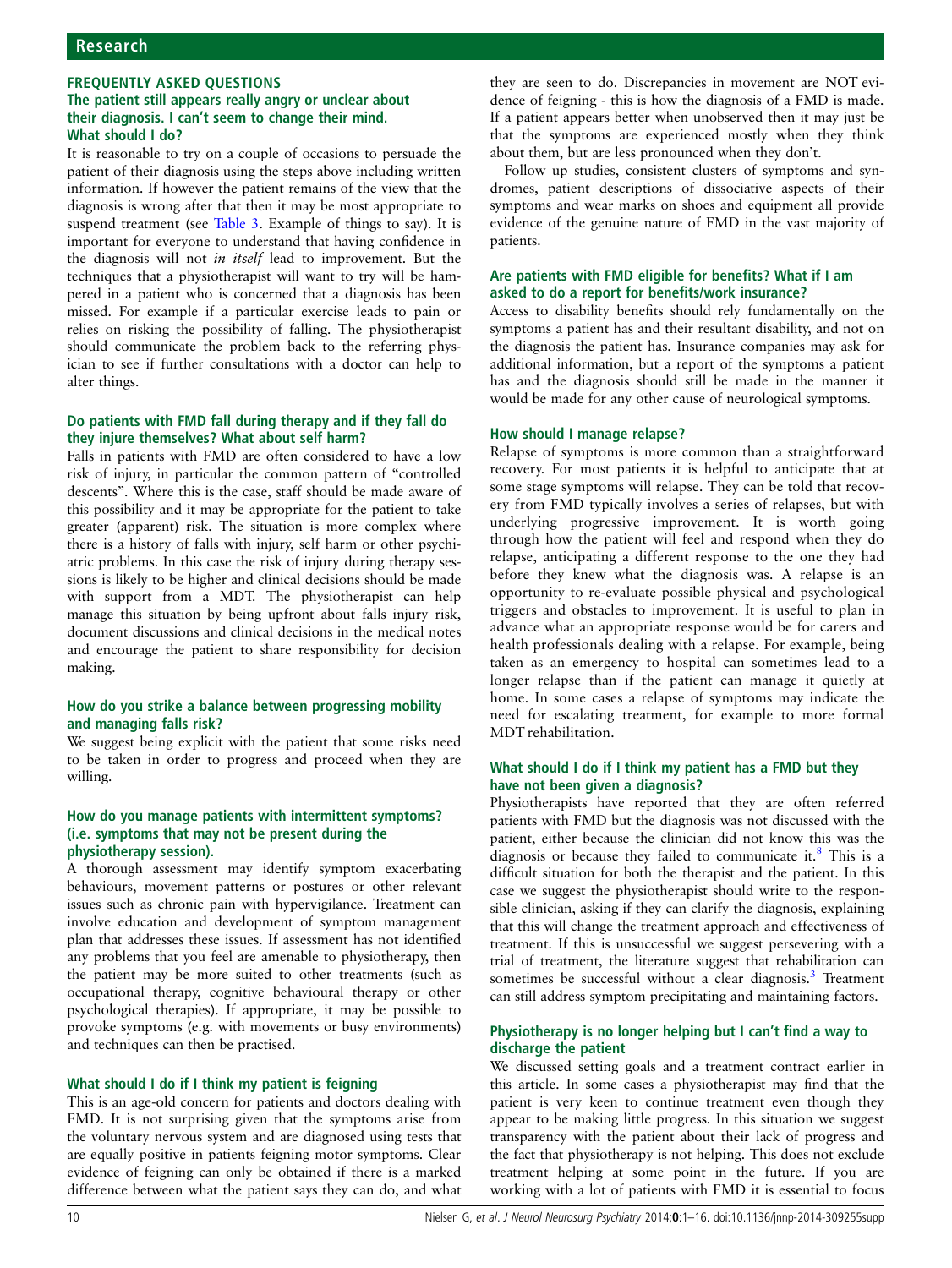## FREQUENTLY ASKED QUESTIONS

### The patient still appears really angry or unclear about their diagnosis. I can't seem to change their mind. What should I do?

It is reasonable to try on a couple of occasions to persuade the patient of their diagnosis using the steps above including written information. If however the patient remains of the view that the diagnosis is wrong after that then it may be most appropriate to suspend treatment (see Table 3. Example of things to say). It is important for everyone to understand that having confidence in the diagnosis will not *in itself* lead to improvement. But the techniques that a physiotherapist will want to try will be hampered in a patient who is concerned that a diagnosis has been missed. For example if a particular exercise leads to pain or relies on risking the possibility of falling. The physiotherapist should communicate the problem back to the referring physician to see if further consultations with a doctor can help to alter things.

### Do patients with FMD fall during therapy and if they fall do they injure themselves? What about self harm?

Falls in patients with FMD are often considered to have a low risk of injury, in particular the common pattern of "controlled descents". Where this is the case, staff should be made aware of this possibility and it may be appropriate for the patient to take greater (apparent) risk. The situation is more complex where there is a history of falls with injury, self harm or other psychiatric problems. In this case the risk of injury during therapy sessions is likely to be higher and clinical decisions should be made with support from a MDT. The physiotherapist can help manage this situation by being upfront about falls injury risk, document discussions and clinical decisions in the medical notes and encourage the patient to share responsibility for decision making.

### How do you strike a balance between progressing mobility and managing falls risk?

We suggest being explicit with the patient that some risks need to be taken in order to progress and proceed when they are willing.

### How do you manage patients with intermittent symptoms? (i.e. symptoms that may not be present during the physiotherapy session).

A thorough assessment may identify symptom exacerbating behaviours, movement patterns or postures or other relevant issues such as chronic pain with hypervigilance. Treatment can involve education and development of symptom management plan that addresses these issues. If assessment has not identified any problems that you feel are amenable to physiotherapy, then the patient may be more suited to other treatments (such as occupational therapy, cognitive behavioural therapy or other psychological therapies). If appropriate, it may be possible to provoke symptoms (e.g. with movements or busy environments) and techniques can then be practised.

### What should I do if I think my patient is feigning

This is an age-old concern for patients and doctors dealing with FMD. It is not surprising given that the symptoms arise from the voluntary nervous system and are diagnosed using tests that are equally positive in patients feigning motor symptoms. Clear evidence of feigning can only be obtained if there is a marked difference between what the patient says they can do, and what they are seen to do. Discrepancies in movement are NOT evidence of feigning - this is how the diagnosis of a FMD is made. If a patient appears better when unobserved then it may just be that the symptoms are experienced mostly when they think about them, but are less pronounced when they don't.

Follow up studies, consistent clusters of symptoms and syndromes, patient descriptions of dissociative aspects of their symptoms and wear marks on shoes and equipment all provide evidence of the genuine nature of FMD in the vast majority of patients.

### Are patients with FMD eligible for benefits? What if I am asked to do a report for benefits/work insurance?

Access to disability benefits should rely fundamentally on the symptoms a patient has and their resultant disability, and not on the diagnosis the patient has. Insurance companies may ask for additional information, but a report of the symptoms a patient has and the diagnosis should still be made in the manner it would be made for any other cause of neurological symptoms.

### How should I manage relapse?

Relapse of symptoms is more common than a straightforward recovery. For most patients it is helpful to anticipate that at some stage symptoms will relapse. They can be told that recovery from FMD typically involves a series of relapses, but with underlying progressive improvement. It is worth going through how the patient will feel and respond when they do relapse, anticipating a different response to the one they had before they knew what the diagnosis was. A relapse is an opportunity to re-evaluate possible physical and psychological triggers and obstacles to improvement. It is useful to plan in advance what an appropriate response would be for carers and health professionals dealing with a relapse. For example, being taken as an emergency to hospital can sometimes lead to a longer relapse than if the patient can manage it quietly at home. In some cases a relapse of symptoms may indicate the need for escalating treatment, for example to more formal MDT rehabilitation.

### What should I do if I think my patient has a FMD but they have not been given a diagnosis?

Physiotherapists have reported that they are often referred patients with FMD but the diagnosis was not discussed with the patient, either because the clinician did not know this was the diagnosis or because they failed to communicate it.[8] This is a difficult situation for both the therapist and the patient. In this case we suggest the physiotherapist should write to the responsible clinician, asking if they can clarify the diagnosis, explaining that this will change the treatment approach and effectiveness of treatment. If this is unsuccessful we suggest persevering with a trial of treatment, the literature suggest that rehabilitation can sometimes be successful without a clear diagnosis.[3] Treatment can still address symptom precipitating and maintaining factors.

### Physiotherapy is no longer helping but I can't find a way to discharge the patient

We discussed setting goals and a treatment contract earlier in this article. In some cases a physiotherapist may find that the patient is very keen to continue treatment even though they appear to be making little progress. In this situation we suggest transparency with the patient about their lack of progress and the fact that physiotherapy is not helping. This does not exclude treatment helping at some point in the future. If you are working with a lot of patients with FMD it is essential to focus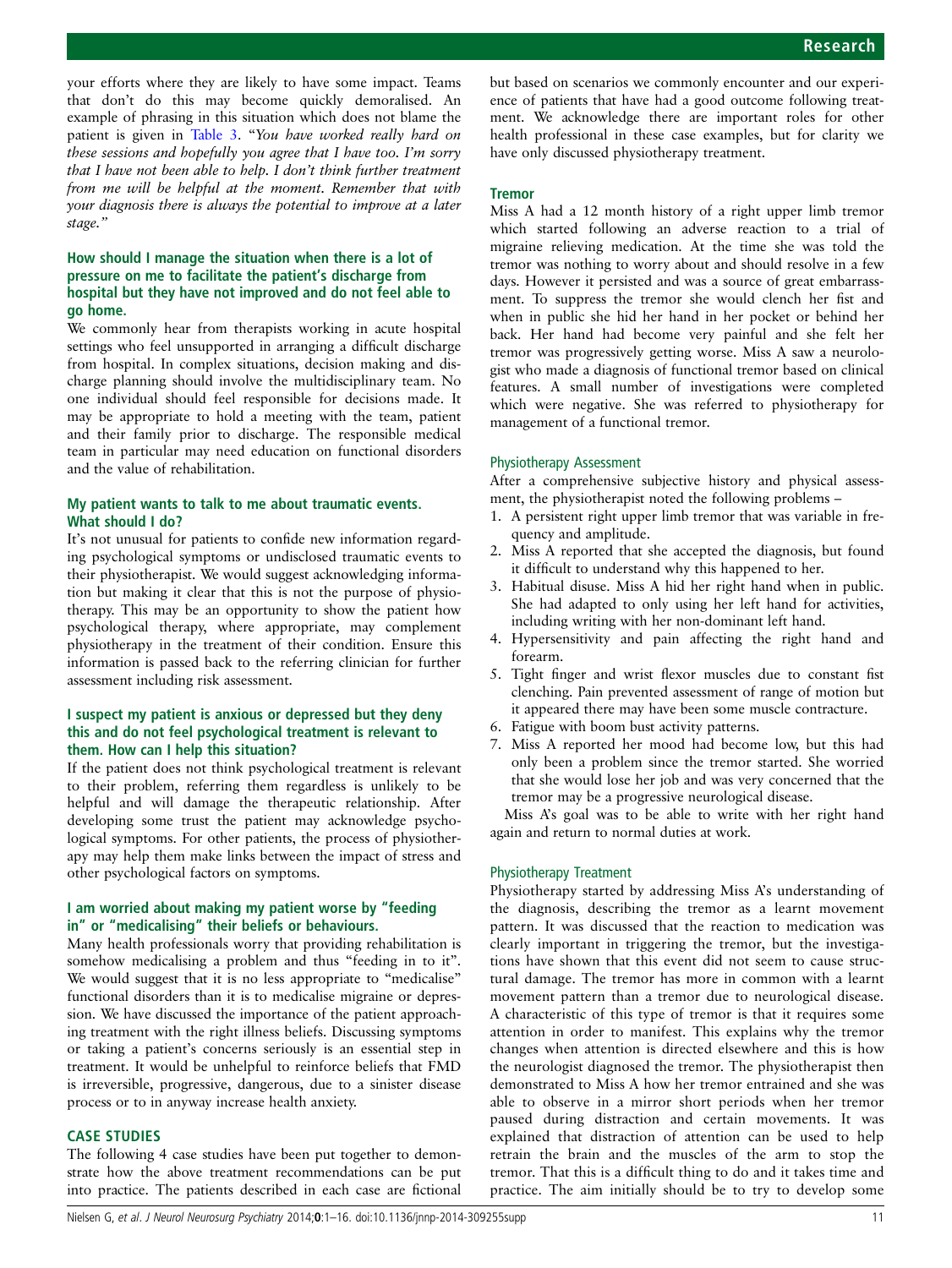your efforts where they are likely to have some impact. Teams that don't do this may become quickly demoralised. An example of phrasing in this situation which does not blame the patient is given in Table 3. "*You have worked really hard on these sessions and hopefully you agree that I have too. I'm sorry that I have not been able to help. I don't think further treatment from me will be helpful at the moment. Remember that with your diagnosis there is always the potential to improve at a later stage.*"

### How should I manage the situation when there is a lot of pressure on me to facilitate the patient's discharge from hospital but they have not improved and do not feel able to go home.

We commonly hear from therapists working in acute hospital settings who feel unsupported in arranging a difficult discharge from hospital. In complex situations, decision making and discharge planning should involve the multidisciplinary team. No one individual should feel responsible for decisions made. It may be appropriate to hold a meeting with the team, patient and their family prior to discharge. The responsible medical team in particular may need education on functional disorders and the value of rehabilitation.

### My patient wants to talk to me about traumatic events. What should I do?

It's not unusual for patients to confide new information regarding psychological symptoms or undisclosed traumatic events to their physiotherapist. We would suggest acknowledging information but making it clear that this is not the purpose of physiotherapy. This may be an opportunity to show the patient how psychological therapy, where appropriate, may complement physiotherapy in the treatment of their condition. Ensure this information is passed back to the referring clinician for further assessment including risk assessment.

### I suspect my patient is anxious or depressed but they deny this and do not feel psychological treatment is relevant to them. How can I help this situation?

If the patient does not think psychological treatment is relevant to their problem, referring them regardless is unlikely to be helpful and will damage the therapeutic relationship. After developing some trust the patient may acknowledge psychological symptoms. For other patients, the process of physiotherapy may help them make links between the impact of stress and other psychological factors on symptoms.

### I am worried about making my patient worse by "feeding in" or "medicalising" their beliefs or behaviours.

Many health professionals worry that providing rehabilitation is somehow medicalising a problem and thus "feeding in to it". We would suggest that it is no less appropriate to "medicalise" functional disorders than it is to medicalise migraine or depression. We have discussed the importance of the patient approaching treatment with the right illness beliefs. Discussing symptoms or taking a patient's concerns seriously is an essential step in treatment. It would be unhelpful to reinforce beliefs that FMD is irreversible, progressive, dangerous, due to a sinister disease process or to in anyway increase health anxiety.

## CASE STUDIES

The following 4 case studies have been put together to demonstrate how the above treatment recommendations can be put into practice. The patients described in each case are fictional but based on scenarios we commonly encounter and our experience of patients that have had a good outcome following treatment. We acknowledge there are important roles for other health professional in these case examples, but for clarity we have only discussed physiotherapy treatment.

### Tremor

Miss A had a 12 month history of a right upper limb tremor which started following an adverse reaction to a trial of migraine relieving medication. At the time she was told the tremor was nothing to worry about and should resolve in a few days. However it persisted and was a source of great embarrassment. To suppress the tremor she would clench her fist and when in public she hid her hand in her pocket or behind her back. Her hand had become very painful and she felt her tremor was progressively getting worse. Miss A saw a neurologist who made a diagnosis of functional tremor based on clinical features. A small number of investigations were completed which were negative. She was referred to physiotherapy for management of a functional tremor.

#### Physiotherapy Assessment

After a comprehensive subjective history and physical assessment, the physiotherapist noted the following problems –

1. A persistent right upper limb tremor that was variable in frequency and amplitude.
2. Miss A reported that she accepted the diagnosis, but found it difficult to understand why this happened to her.
3. Habitual disuse. Miss A hid her right hand when in public. She had adapted to only using her left hand for activities, including writing with her non-dominant left hand.
4. Hypersensitivity and pain affecting the right hand and forearm.
5. Tight finger and wrist flexor muscles due to constant fist clenching. Pain prevented assessment of range of motion but it appeared there may have been some muscle contracture.
6. Fatigue with boom bust activity patterns.
7. Miss A reported her mood had become low, but this had only been a problem since the tremor started. She worried that she would lose her job and was very concerned that the tremor may be a progressive neurological disease.

Miss A's goal was to be able to write with her right hand again and return to normal duties at work.

#### Physiotherapy Treatment

Physiotherapy started by addressing Miss A's understanding of the diagnosis, describing the tremor as a learnt movement pattern. It was discussed that the reaction to medication was clearly important in triggering the tremor, but the investigations have shown that this event did not seem to cause structural damage. The tremor has more in common with a learnt movement pattern than a tremor due to neurological disease. A characteristic of this type of tremor is that it requires some attention in order to manifest. This explains why the tremor changes when attention is directed elsewhere and this is how the neurologist diagnosed the tremor. The physiotherapist then demonstrated to Miss A how her tremor entrained and she was able to observe in a mirror short periods when her tremor paused during distraction and certain movements. It was explained that distraction of attention can be used to help retrain the brain and the muscles of the arm to stop the tremor. That this is a difficult thing to do and it takes time and practice. The aim initially should be to try to develop some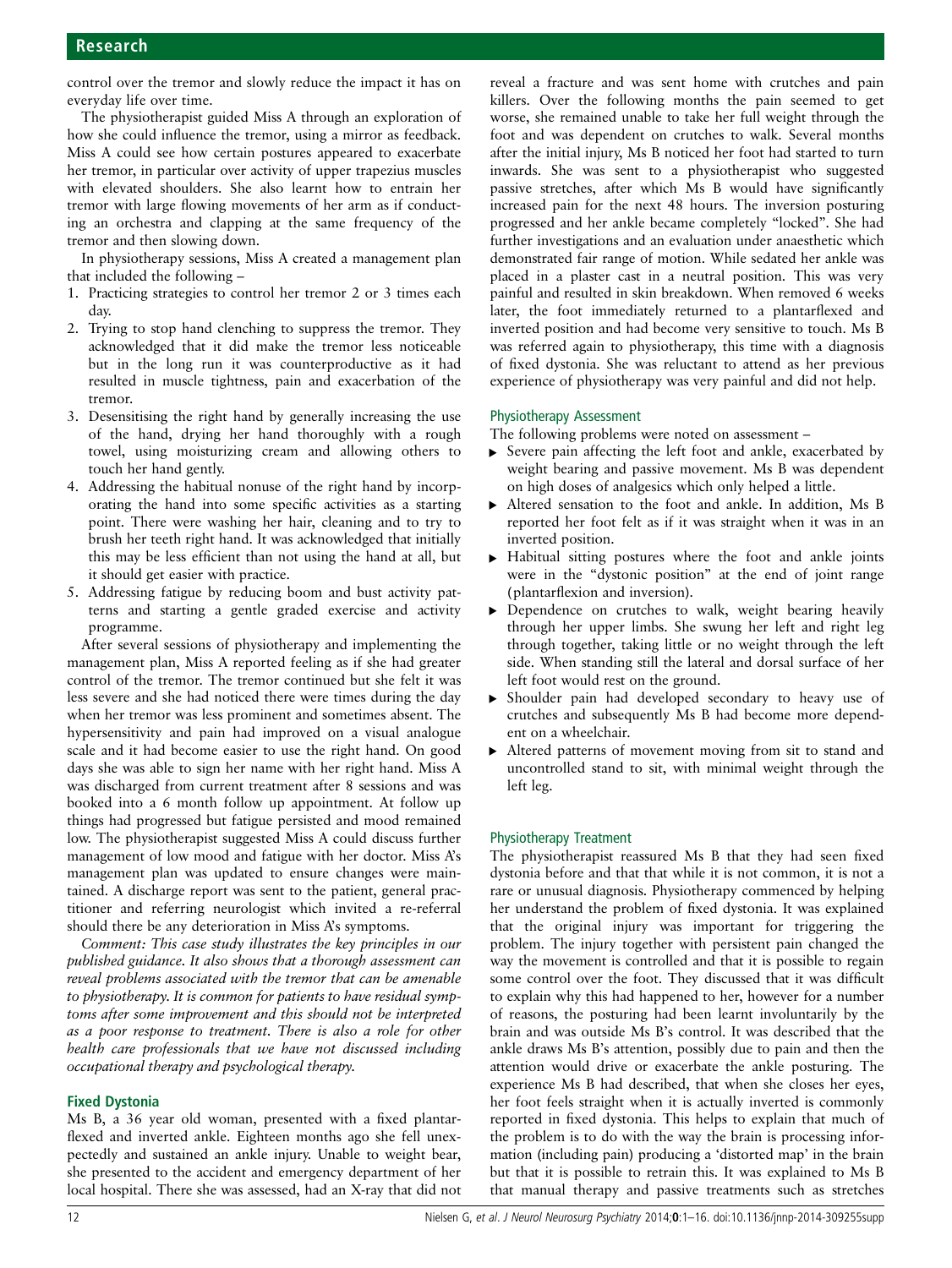control over the tremor and slowly reduce the impact it has on everyday life over time.

The physiotherapist guided Miss A through an exploration of how she could influence the tremor, using a mirror as feedback. Miss A could see how certain postures appeared to exacerbate her tremor, in particular over activity of upper trapezius muscles with elevated shoulders. She also learnt how to entrain her tremor with large flowing movements of her arm as if conducting an orchestra and clapping at the same frequency of the tremor and then slowing down.

In physiotherapy sessions, Miss A created a management plan that included the following –

1. Practicing strategies to control her tremor 2 or 3 times each day.
2. Trying to stop hand clenching to suppress the tremor. They acknowledged that it did make the tremor less noticeable but in the long run it was counterproductive as it had resulted in muscle tightness, pain and exacerbation of the tremor.
3. Desensitising the right hand by generally increasing the use of the hand, drying her hand thoroughly with a rough towel, using moisturizing cream and allowing others to touch her hand gently.
4. Addressing the habitual nonuse of the right hand by incorporating the hand into some specific activities as a starting point. There were washing her hair, cleaning and to try to brush her teeth right hand. It was acknowledged that initially this may be less efficient than not using the hand at all, but it should get easier with practice.
5. Addressing fatigue by reducing boom and bust activity patterns and starting a gentle graded exercise and activity programme.

After several sessions of physiotherapy and implementing the management plan, Miss A reported feeling as if she had greater control of the tremor. The tremor continued but she felt it was less severe and she had noticed there were times during the day when her tremor was less prominent and sometimes absent. The hypersensitivity and pain had improved on a visual analogue scale and it had become easier to use the right hand. On good days she was able to sign her name with her right hand. Miss A was discharged from current treatment after 8 sessions and was booked into a 6 month follow up appointment. At follow up things had progressed but fatigue persisted and mood remained low. The physiotherapist suggested Miss A could discuss further management of low mood and fatigue with her doctor. Miss A's management plan was updated to ensure changes were maintained. A discharge report was sent to the patient, general practitioner and referring neurologist which invited a re-referral should there be any deterioration in Miss A's symptoms.

*Comment: This case study illustrates the key principles in our published guidance. It also shows that a thorough assessment can reveal problems associated with the tremor that can be amenable to physiotherapy. It is common for patients to have residual symptoms after some improvement and this should not be interpreted as a poor response to treatment. There is also a role for other health care professionals that we have not discussed including occupational therapy and psychological therapy.*

## Fixed Dystonia

Ms B, a 36 year old woman, presented with a fixed plantarflexed and inverted ankle. Eighteen months ago she fell unexpectedly and sustained an ankle injury. Unable to weight bear, she presented to the accident and emergency department of her local hospital. There she was assessed, had an X-ray that did not reveal a fracture and was sent home with crutches and pain killers. Over the following months the pain seemed to get worse, she remained unable to take her full weight through the foot and was dependent on crutches to walk. Several months after the initial injury, Ms B noticed her foot had started to turn inwards. She was sent to a physiotherapist who suggested passive stretches, after which Ms B would have significantly increased pain for the next 48 hours. The inversion posturing progressed and her ankle became completely "locked". She had further investigations and an evaluation under anaesthetic which demonstrated fair range of motion. While sedated her ankle was placed in a plaster cast in a neutral position. This was very painful and resulted in skin breakdown. When removed 6 weeks later, the foot immediately returned to a plantarflexed and inverted position and had become very sensitive to touch. Ms B was referred again to physiotherapy, this time with a diagnosis of fixed dystonia. She was reluctant to attend as her previous experience of physiotherapy was very painful and did not help.

### Physiotherapy Assessment

The following problems were noted on assessment –

- Severe pain affecting the left foot and ankle, exacerbated by weight bearing and passive movement. Ms B was dependent on high doses of analgesics which only helped a little.
- Altered sensation to the foot and ankle. In addition, Ms B reported her foot felt as if it was straight when it was in an inverted position.
- Habitual sitting postures where the foot and ankle joints were in the "dystonic position" at the end of joint range (plantarflexion and inversion).
- Dependence on crutches to walk, weight bearing heavily through her upper limbs. She swung her left and right leg through together, taking little or no weight through the left side. When standing still the lateral and dorsal surface of her left foot would rest on the ground.
- Shoulder pain had developed secondary to heavy use of crutches and subsequently Ms B had become more dependent on a wheelchair.
- Altered patterns of movement moving from sit to stand and uncontrolled stand to sit, with minimal weight through the left leg.

### Physiotherapy Treatment

The physiotherapist reassured Ms B that they had seen fixed dystonia before and that that while it is not common, it is not a rare or unusual diagnosis. Physiotherapy commenced by helping her understand the problem of fixed dystonia. It was explained that the original injury was important for triggering the problem. The injury together with persistent pain changed the way the movement is controlled and that it is possible to regain some control over the foot. They discussed that it was difficult to explain why this had happened to her, however for a number of reasons, the posturing had been learnt involuntarily by the brain and was outside Ms B's control. It was described that the ankle draws Ms B's attention, possibly due to pain and then the attention would drive or exacerbate the ankle posturing. The experience Ms B had described, that when she closes her eyes, her foot feels straight when it is actually inverted is commonly reported in fixed dystonia. This helps to explain that much of the problem is to do with the way the brain is processing information (including pain) producing a 'distorted map' in the brain but that it is possible to retrain this. It was explained to Ms B that manual therapy and passive treatments such as stretches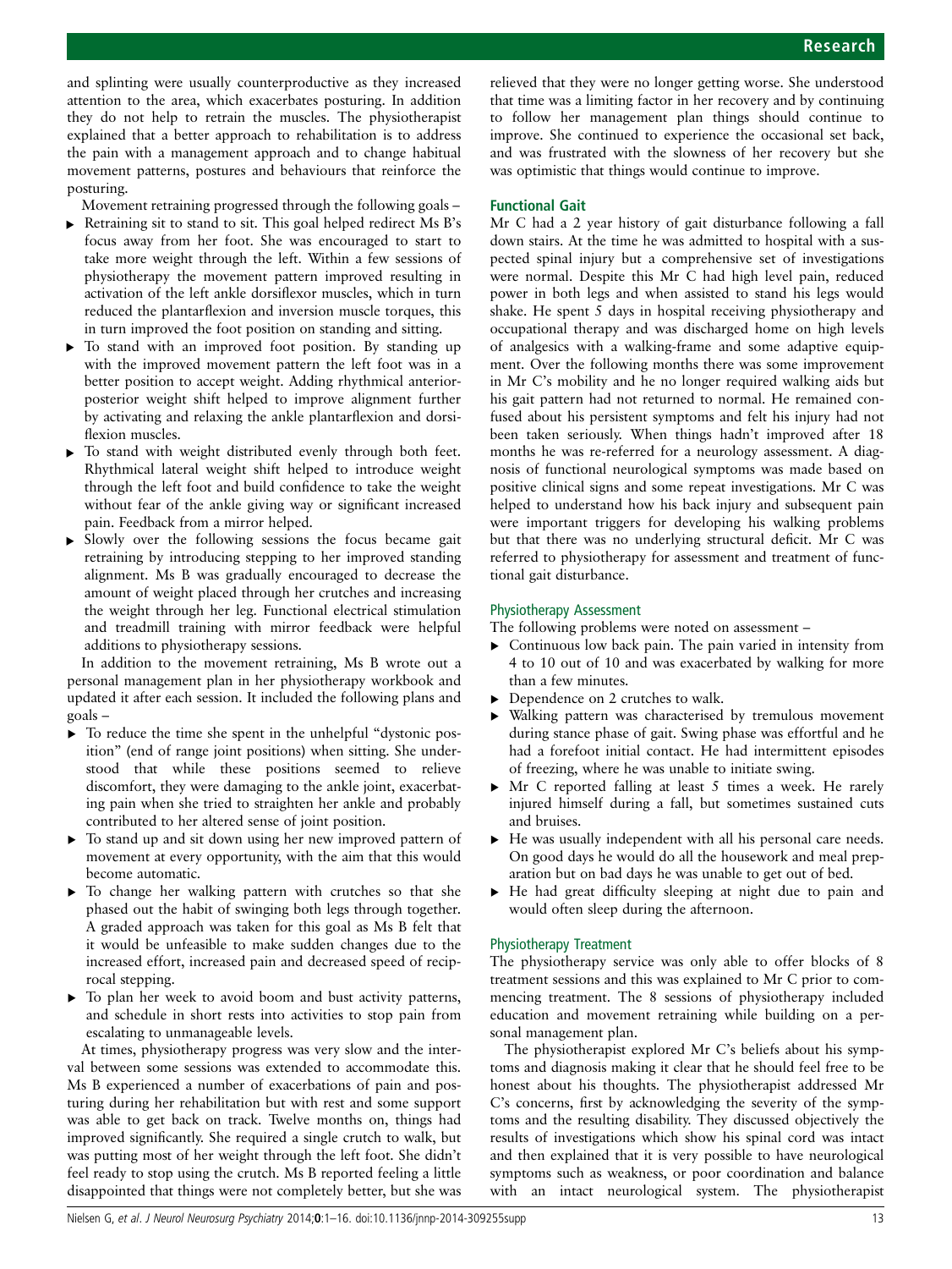and splinting were usually counterproductive as they increased attention to the area, which exacerbates posturing. In addition they do not help to retrain the muscles. The physiotherapist explained that a better approach to rehabilitation is to address the pain with a management approach and to change habitual movement patterns, postures and behaviours that reinforce the posturing.

Movement retraining progressed through the following goals –

- Retraining sit to stand to sit. This goal helped redirect Ms B's focus away from her foot. She was encouraged to start to take more weight through the left. Within a few sessions of physiotherapy the movement pattern improved resulting in activation of the left ankle dorsiflexor muscles, which in turn reduced the plantarflexion and inversion muscle torques, this in turn improved the foot position on standing and sitting.
- To stand with an improved foot position. By standing up with the improved movement pattern the left foot was in a better position to accept weight. Adding rhythmical anterior-posterior weight shift helped to improve alignment further by activating and relaxing the ankle plantarflexion and dorsiflexion muscles.
- To stand with weight distributed evenly through both feet. Rhythmical lateral weight shift helped to introduce weight through the left foot and build confidence to take the weight without fear of the ankle giving way or significant increased pain. Feedback from a mirror helped.
- Slowly over the following sessions the focus became gait retraining by introducing stepping to her improved standing alignment. Ms B was gradually encouraged to decrease the amount of weight placed through her crutches and increasing the weight through her leg. Functional electrical stimulation and treadmill training with mirror feedback were helpful additions to physiotherapy sessions.

In addition to the movement retraining, Ms B wrote out a personal management plan in her physiotherapy workbook and updated it after each session. It included the following plans and goals –

- To reduce the time she spent in the unhelpful "dystonic position" (end of range joint positions) when sitting. She understood that while these positions seemed to relieve discomfort, they were damaging to the ankle joint, exacerbating pain when she tried to straighten her ankle and probably contributed to her altered sense of joint position.
- To stand up and sit down using her new improved pattern of movement at every opportunity, with the aim that this would become automatic.
- To change her walking pattern with crutches so that she phased out the habit of swinging both legs through together. A graded approach was taken for this goal as Ms B felt that it would be unfeasible to make sudden changes due to the increased effort, increased pain and decreased speed of reciprocal stepping.
- To plan her week to avoid boom and bust activity patterns, and schedule in short rests into activities to stop pain from escalating to unmanageable levels.

At times, physiotherapy progress was very slow and the interval between some sessions was extended to accommodate this. Ms B experienced a number of exacerbations of pain and posturing during her rehabilitation but with rest and some support was able to get back on track. Twelve months on, things had improved significantly. She required a single crutch to walk, but was putting most of her weight through the left foot. She didn't feel ready to stop using the crutch. Ms B reported feeling a little disappointed that things were not completely better, but she was relieved that they were no longer getting worse. She understood that time was a limiting factor in her recovery and by continuing to follow her management plan things should continue to improve. She continued to experience the occasional set back, and was frustrated with the slowness of her recovery but she was optimistic that things would continue to improve.

## Functional Gait

Mr C had a 2 year history of gait disturbance following a fall down stairs. At the time he was admitted to hospital with a suspected spinal injury but a comprehensive set of investigations were normal. Despite this Mr C had high level pain, reduced power in both legs and when assisted to stand his legs would shake. He spent 5 days in hospital receiving physiotherapy and occupational therapy and was discharged home on high levels of analgesics with a walking-frame and some adaptive equipment. Over the following months there was some improvement in Mr C's mobility and he no longer required walking aids but his gait pattern had not returned to normal. He remained confused about his persistent symptoms and felt his injury had not been taken seriously. When things hadn't improved after 18 months he was re-referred for a neurology assessment. A diagnosis of functional neurological symptoms was made based on positive clinical signs and some repeat investigations. Mr C was helped to understand how his back injury and subsequent pain were important triggers for developing his walking problems but that there was no underlying structural deficit. Mr C was referred to physiotherapy for assessment and treatment of functional gait disturbance.

### Physiotherapy Assessment

The following problems were noted on assessment –

- Continuous low back pain. The pain varied in intensity from 4 to 10 out of 10 and was exacerbated by walking for more than a few minutes.
- Dependence on 2 crutches to walk.
- Walking pattern was characterised by tremulous movement during stance phase of gait. Swing phase was effortful and he had a forefoot initial contact. He had intermittent episodes of freezing, where he was unable to initiate swing.
- Mr C reported falling at least 5 times a week. He rarely injured himself during a fall, but sometimes sustained cuts and bruises.
- He was usually independent with all his personal care needs. On good days he would do all the housework and meal preparation but on bad days he was unable to get out of bed.
- He had great difficulty sleeping at night due to pain and would often sleep during the afternoon.

### Physiotherapy Treatment

The physiotherapy service was only able to offer blocks of 8 treatment sessions and this was explained to Mr C prior to commencing treatment. The 8 sessions of physiotherapy included education and movement retraining while building on a personal management plan.

The physiotherapist explored Mr C's beliefs about his symptoms and diagnosis making it clear that he should feel free to be honest about his thoughts. The physiotherapist addressed Mr C's concerns, first by acknowledging the severity of the symptoms and the resulting disability. They discussed objectively the results of investigations which show his spinal cord was intact and then explained that it is very possible to have neurological symptoms such as weakness, or poor coordination and balance with an intact neurological system. The physiotherapist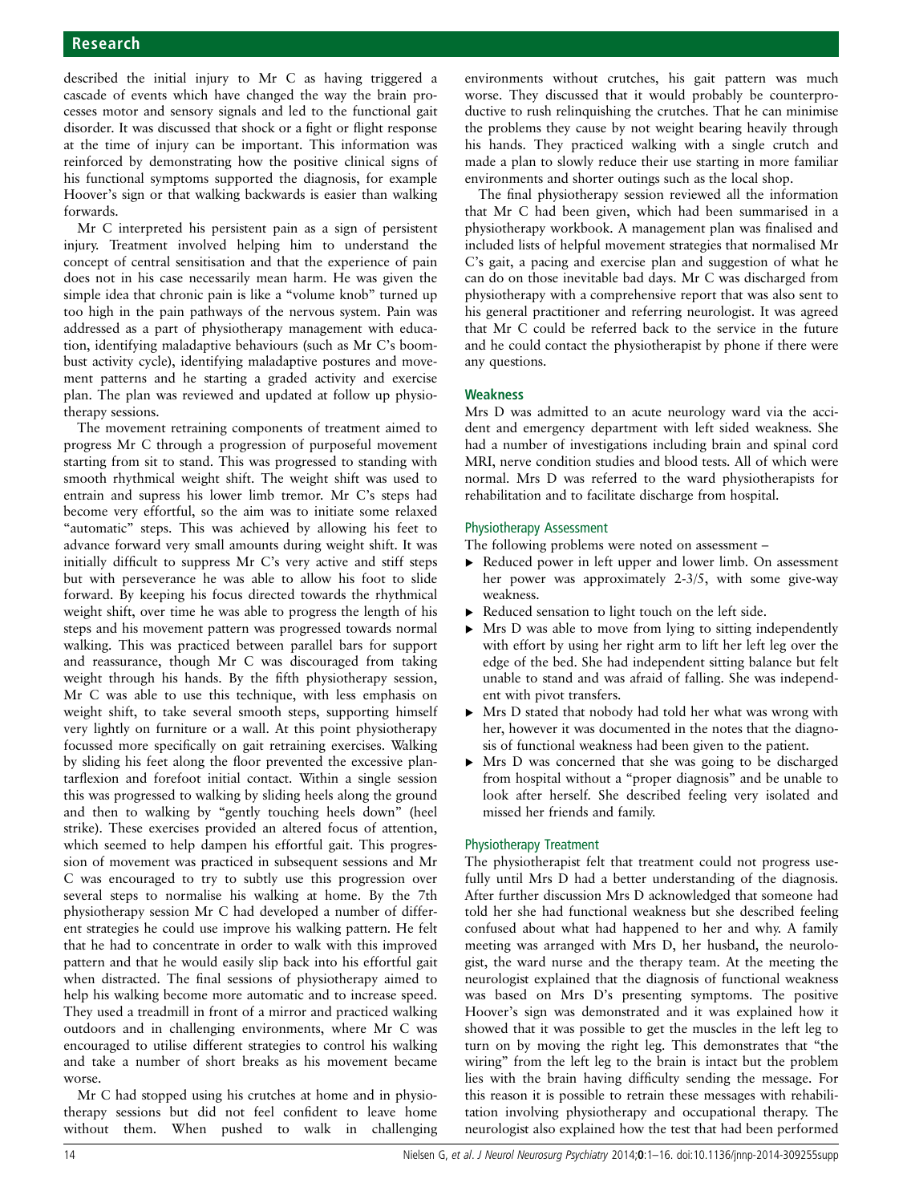described the initial injury to Mr C as having triggered a cascade of events which have changed the way the brain processes motor and sensory signals and led to the functional gait disorder. It was discussed that shock or a fight or flight response at the time of injury can be important. This information was reinforced by demonstrating how the positive clinical signs of his functional symptoms supported the diagnosis, for example Hoover's sign or that walking backwards is easier than walking forwards.

Mr C interpreted his persistent pain as a sign of persistent injury. Treatment involved helping him to understand the concept of central sensitisation and that the experience of pain does not in his case necessarily mean harm. He was given the simple idea that chronic pain is like a "volume knob" turned up too high in the pain pathways of the nervous system. Pain was addressed as a part of physiotherapy management with education, identifying maladaptive behaviours (such as Mr C's boom-bust activity cycle), identifying maladaptive postures and movement patterns and he starting a graded activity and exercise plan. The plan was reviewed and updated at follow up physiotherapy sessions.

The movement retraining components of treatment aimed to progress Mr C through a progression of purposeful movement starting from sit to stand. This was progressed to standing with smooth rhythmical weight shift. The weight shift was used to entrain and supress his lower limb tremor. Mr C's steps had become very effortful, so the aim was to initiate some relaxed "automatic" steps. This was achieved by allowing his feet to advance forward very small amounts during weight shift. It was initially difficult to suppress Mr C's very active and stiff steps but with perseverance he was able to allow his foot to slide forward. By keeping his focus directed towards the rhythmical weight shift, over time he was able to progress the length of his steps and his movement pattern was progressed towards normal walking. This was practiced between parallel bars for support and reassurance, though Mr C was discouraged from taking weight through his hands. By the fifth physiotherapy session, Mr C was able to use this technique, with less emphasis on weight shift, to take several smooth steps, supporting himself very lightly on furniture or a wall. At this point physiotherapy focussed more specifically on gait retraining exercises. Walking by sliding his feet along the floor prevented the excessive plantarflexion and forefoot initial contact. Within a single session this was progressed to walking by sliding heels along the ground and then to walking by "gently touching heels down" (heel strike). These exercises provided an altered focus of attention, which seemed to help dampen his effortful gait. This progression of movement was practiced in subsequent sessions and Mr C was encouraged to try to subtly use this progression over several steps to normalise his walking at home. By the 7th physiotherapy session Mr C had developed a number of different strategies he could use improve his walking pattern. He felt that he had to concentrate in order to walk with this improved pattern and that he would easily slip back into his effortful gait when distracted. The final sessions of physiotherapy aimed to help his walking become more automatic and to increase speed. They used a treadmill in front of a mirror and practiced walking outdoors and in challenging environments, where Mr C was encouraged to utilise different strategies to control his walking and take a number of short breaks as his movement became worse.

Mr C had stopped using his crutches at home and in physiotherapy sessions but did not feel confident to leave home without them. When pushed to walk in challenging environments without crutches, his gait pattern was much worse. They discussed that it would probably be counterproductive to rush relinquishing the crutches. That he can minimise the problems they cause by not weight bearing heavily through his hands. They practiced walking with a single crutch and made a plan to slowly reduce their use starting in more familiar environments and shorter outings such as the local shop.

The final physiotherapy session reviewed all the information that Mr C had been given, which had been summarised in a physiotherapy workbook. A management plan was finalised and included lists of helpful movement strategies that normalised Mr C's gait, a pacing and exercise plan and suggestion of what he can do on those inevitable bad days. Mr C was discharged from physiotherapy with a comprehensive report that was also sent to his general practitioner and referring neurologist. It was agreed that Mr C could be referred back to the service in the future and he could contact the physiotherapist by phone if there were any questions.

### Weakness

Mrs D was admitted to an acute neurology ward via the accident and emergency department with left sided weakness. She had a number of investigations including brain and spinal cord MRI, nerve condition studies and blood tests. All of which were normal. Mrs D was referred to the ward physiotherapists for rehabilitation and to facilitate discharge from hospital.

#### Physiotherapy Assessment

The following problems were noted on assessment –

- Reduced power in left upper and lower limb. On assessment her power was approximately 2-3/5, with some give-way weakness.
- Reduced sensation to light touch on the left side.
- Mrs D was able to move from lying to sitting independently with effort by using her right arm to lift her left leg over the edge of the bed. She had independent sitting balance but felt unable to stand and was afraid of falling. She was independent with pivot transfers.
- Mrs D stated that nobody had told her what was wrong with her, however it was documented in the notes that the diagnosis of functional weakness had been given to the patient.
- Mrs D was concerned that she was going to be discharged from hospital without a "proper diagnosis" and be unable to look after herself. She described feeling very isolated and missed her friends and family.

#### Physiotherapy Treatment

The physiotherapist felt that treatment could not progress usefully until Mrs D had a better understanding of the diagnosis. After further discussion Mrs D acknowledged that someone had told her she had functional weakness but she described feeling confused about what had happened to her and why. A family meeting was arranged with Mrs D, her husband, the neurologist, the ward nurse and the therapy team. At the meeting the neurologist explained that the diagnosis of functional weakness was based on Mrs D's presenting symptoms. The positive Hoover's sign was demonstrated and it was explained how it showed that it was possible to get the muscles in the left leg to turn on by moving the right leg. This demonstrates that "the wiring" from the left leg to the brain is intact but the problem lies with the brain having difficulty sending the message. For this reason it is possible to retrain these messages with rehabilitation involving physiotherapy and occupational therapy. The neurologist also explained how the test that had been performed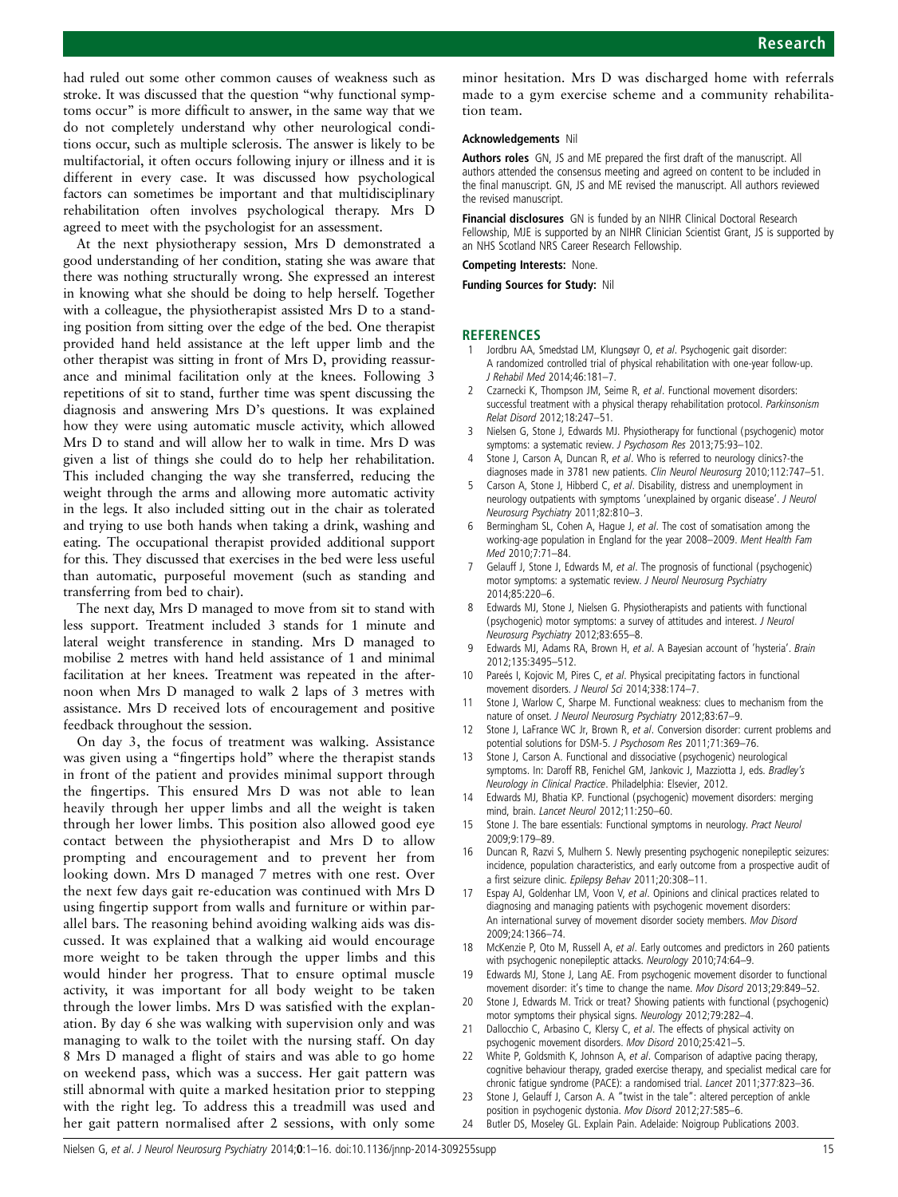had ruled out some other common causes of weakness such as stroke. It was discussed that the question "why functional symptoms occur" is more difficult to answer, in the same way that we do not completely understand why other neurological conditions occur, such as multiple sclerosis. The answer is likely to be multifactorial, it often occurs following injury or illness and it is different in every case. It was discussed how psychological factors can sometimes be important and that multidisciplinary rehabilitation often involves psychological therapy. Mrs D agreed to meet with the psychologist for an assessment.

At the next physiotherapy session, Mrs D demonstrated a good understanding of her condition, stating she was aware that there was nothing structurally wrong. She expressed an interest in knowing what she should be doing to help herself. Together with a colleague, the physiotherapist assisted Mrs D to a standing position from sitting over the edge of the bed. One therapist provided hand held assistance at the left upper limb and the other therapist was sitting in front of Mrs D, providing reassurance and minimal facilitation only at the knees. Following 3 repetitions of sit to stand, further time was spent discussing the diagnosis and answering Mrs D's questions. It was explained how they were using automatic muscle activity, which allowed Mrs D to stand and will allow her to walk in time. Mrs D was given a list of things she could do to help her rehabilitation. This included changing the way she transferred, reducing the weight through the arms and allowing more automatic activity in the legs. It also included sitting out in the chair as tolerated and trying to use both hands when taking a drink, washing and eating. The occupational therapist provided additional support for this. They discussed that exercises in the bed were less useful than automatic, purposeful movement (such as standing and transferring from bed to chair).

The next day, Mrs D managed to move from sit to stand with less support. Treatment included 3 stands for 1 minute and lateral weight transference in standing. Mrs D managed to mobilise 2 metres with hand held assistance of 1 and minimal facilitation at her knees. Treatment was repeated in the afternoon when Mrs D managed to walk 2 laps of 3 metres with assistance. Mrs D received lots of encouragement and positive feedback throughout the session.

On day 3, the focus of treatment was walking. Assistance was given using a "fingertips hold" where the therapist stands in front of the patient and provides minimal support through the fingertips. This ensured Mrs D was not able to lean heavily through her upper limbs and all the weight is taken through her lower limbs. This position also allowed good eye contact between the physiotherapist and Mrs D to allow prompting and encouragement and to prevent her from looking down. Mrs D managed 7 metres with one rest. Over the next few days gait re-education was continued with Mrs D using fingertip support from walls and furniture or within parallel bars. The reasoning behind avoiding walking aids was discussed. It was explained that a walking aid would encourage more weight to be taken through the upper limbs and this would hinder her progress. That to ensure optimal muscle activity, it was important for all body weight to be taken through the lower limbs. Mrs D was satisfied with the explanation. By day 6 she was walking with supervision only and was managing to walk to the toilet with the nursing staff. On day 8 Mrs D managed a flight of stairs and was able to go home on weekend pass, which was a success. Her gait pattern was still abnormal with quite a marked hesitation prior to stepping with the right leg. To address this a treadmill was used and her gait pattern normalised after 2 sessions, with only some minor hesitation. Mrs D was discharged home with referrals made to a gym exercise scheme and a community rehabilitation team.

**Acknowledgements** Nil

**Authors roles** GN, JS and ME prepared the first draft of the manuscript. All authors attended the consensus meeting and agreed on content to be included in the final manuscript. GN, JS and ME revised the manuscript. All authors reviewed the revised manuscript.

**Financial disclosures** GN is funded by an NIHR Clinical Doctoral Research Fellowship, MJE is supported by an NIHR Clinician Scientist Grant, JS is supported by an NHS Scotland NRS Career Research Fellowship.

**Competing Interests:** None.

**Funding Sources for Study:** Nil

## REFERENCES

1. Jordbru AA, Smedstad LM, Klungsøyr O, *et al*. Psychogenic gait disorder: A randomized controlled trial of physical rehabilitation with one-year follow-up. *J Rehabil Med* 2014;46:181–7.
2. Czarnecki K, Thompson JM, Seime R, *et al*. Functional movement disorders: successful treatment with a physical therapy rehabilitation protocol. *Parkinsonism Relat Disord* 2012;18:247–51.
3. Nielsen G, Stone J, Edwards MJ. Physiotherapy for functional (psychogenic) motor symptoms: a systematic review. *J Psychosom Res* 2013;75:93–102.
4. Stone J, Carson A, Duncan R, *et al*. Who is referred to neurology clinics?-the diagnoses made in 3781 new patients. *Clin Neurol Neurosurg* 2010;112:747–51.
5. Carson A, Stone J, Hibberd C, *et al*. Disability, distress and unemployment in neurology outpatients with symptoms 'unexplained by organic disease'. *J Neurol Neurosurg Psychiatry* 2011;82:810–3.
6. Bermingham SL, Cohen A, Hague J, *et al*. The cost of somatisation among the working-age population in England for the year 2008–2009. *Ment Health Fam Med* 2010;7:71–84.
7. Gelauff J, Stone J, Edwards M, *et al*. The prognosis of functional (psychogenic) motor symptoms: a systematic review. *J Neurol Neurosurg Psychiatry* 2014;85:220–6.
8. Edwards MJ, Stone J, Nielsen G. Physiotherapists and patients with functional (psychogenic) motor symptoms: a survey of attitudes and interest. *J Neurol Neurosurg Psychiatry* 2012;83:655–8.
9. Edwards MJ, Adams RA, Brown H, *et al*. A Bayesian account of 'hysteria'. *Brain* 2012;135:3495–512.
10. Pareés I, Kojovic M, Pires C, *et al*. Physical precipitating factors in functional movement disorders. *J Neurol Sci* 2014;338:174–7.
11. Stone J, Warlow C, Sharpe M. Functional weakness: clues to mechanism from the nature of onset. *J Neurol Neurosurg Psychiatry* 2012;83:67–9.
12. Stone J, LaFrance WC Jr, Brown R, *et al*. Conversion disorder: current problems and potential solutions for DSM-5. *J Psychosom Res* 2011;71:369–76.
13. Stone J, Carson A. Functional and dissociative (psychogenic) neurological symptoms. In: Daroff RB, Fenichel GM, Jankovic J, Mazziotta J, eds. *Bradley's Neurology in Clinical Practice*. Philadelphia: Elsevier, 2012.
14. Edwards MJ, Bhatia KP. Functional (psychogenic) movement disorders: merging mind, brain. *Lancet Neurol* 2012;11:250–60.
15. Stone J. The bare essentials: Functional symptoms in neurology. *Pract Neurol* 2009;9:179–89.
16. Duncan R, Razvi S, Mulhern S. Newly presenting psychogenic nonepileptic seizures: incidence, population characteristics, and early outcome from a prospective audit of a first seizure clinic. *Epilepsy Behav* 2011;20:308–11.
17. Espay AJ, Goldenhar LM, Voon V, *et al*. Opinions and clinical practices related to diagnosing and managing patients with psychogenic movement disorders: An international survey of movement disorder society members. *Mov Disord* 2009;24:1366–74.
18. McKenzie P, Oto M, Russell A, *et al*. Early outcomes and predictors in 260 patients with psychogenic nonepileptic attacks. *Neurology* 2010;74:64–9.
19. Edwards MJ, Stone J, Lang AE. From psychogenic movement disorder to functional movement disorder: it's time to change the name. *Mov Disord* 2013;29:849–52.
20. Stone J, Edwards M. Trick or treat? Showing patients with functional (psychogenic) motor symptoms their physical signs. *Neurology* 2012;79:282–4.
21. Dallocchio C, Arbasino C, Klersy C, *et al*. The effects of physical activity on psychogenic movement disorders. *Mov Disord* 2010;25:421–5.
22. White P, Goldsmith K, Johnson A, *et al*. Comparison of adaptive pacing therapy, cognitive behaviour therapy, graded exercise therapy, and specialist medical care for chronic fatigue syndrome (PACE): a randomised trial. *Lancet* 2011;377:823–36.
23. Stone J, Gelauff J, Carson A. A "twist in the tale": altered perception of ankle position in psychogenic dystonia. *Mov Disord* 2012;27:585–6.
24. Butler DS, Moseley GL. Explain Pain. Adelaide: Noigroup Publications 2003.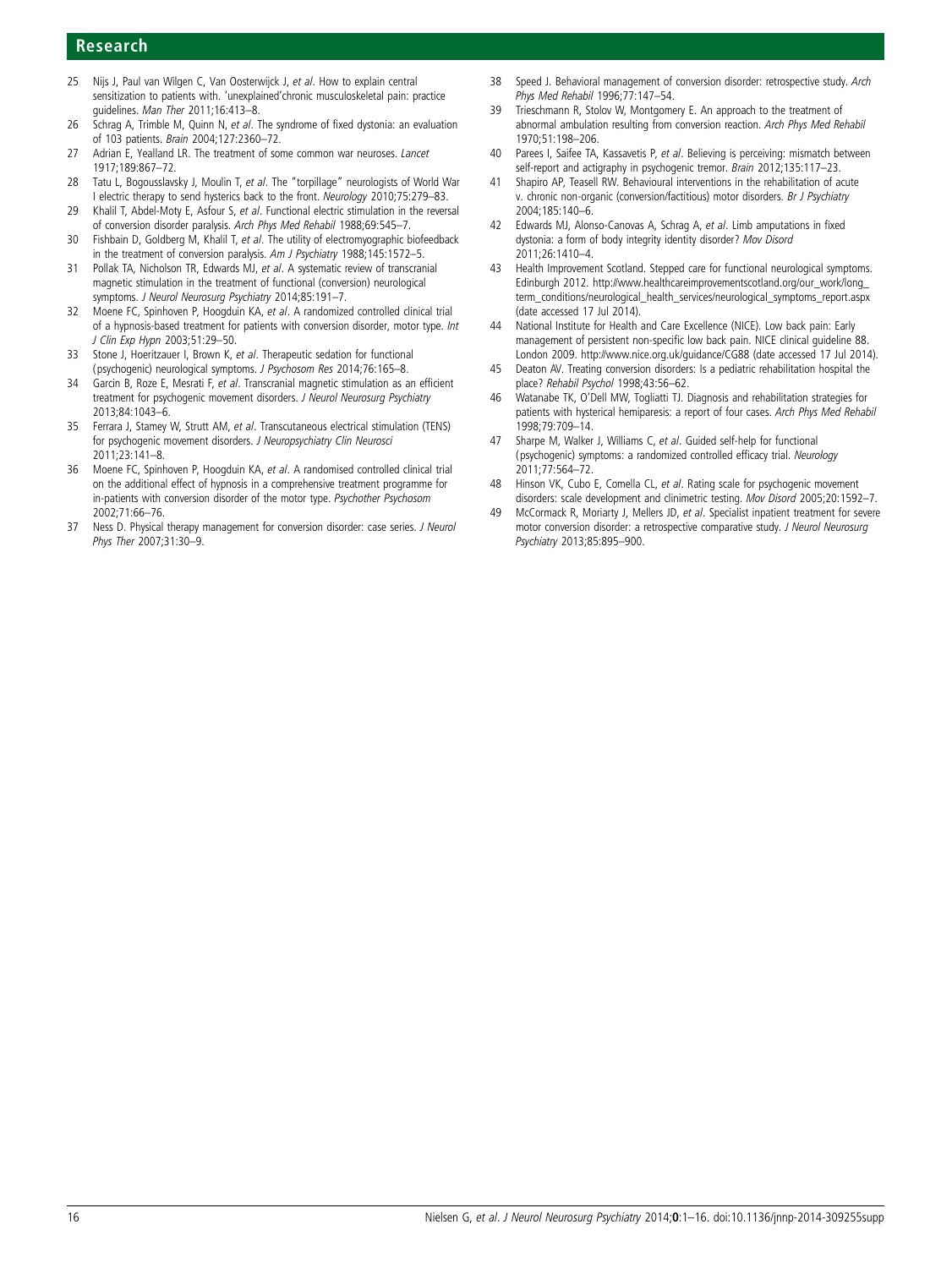25. Nijs J, Paul van Wilgen C, Van Oosterwijck J, *et al*. How to explain central sensitization to patients with. 'unexplained'chronic musculoskeletal pain: practice guidelines. *Man Ther* 2011;16:413–8.
26. Schrag A, Trimble M, Quinn N, *et al*. The syndrome of fixed dystonia: an evaluation of 103 patients. *Brain* 2004;127:2360–72.
27. Adrian E, Yealland LR. The treatment of some common war neuroses. *Lancet* 1917;189:867–72.
28. Tatu L, Bogousslavsky J, Moulin T, *et al*. The "torpillage" neurologists of World War I electric therapy to send hysterics back to the front. *Neurology* 2010;75:279–83.
29. Khalil T, Abdel-Moty E, Asfour S, *et al*. Functional electric stimulation in the reversal of conversion disorder paralysis. *Arch Phys Med Rehabil* 1988;69:545–7.
30. Fishbain D, Goldberg M, Khalil T, *et al*. The utility of electromyographic biofeedback in the treatment of conversion paralysis. *Am J Psychiatry* 1988;145:1572–5.
31. Pollak TA, Nicholson TR, Edwards MJ, *et al*. A systematic review of transcranial magnetic stimulation in the treatment of functional (conversion) neurological symptoms. *J Neurol Neurosurg Psychiatry* 2014;85:191–7.
32. Moene FC, Spinhoven P, Hoogduin KA, *et al*. A randomized controlled clinical trial of a hypnosis-based treatment for patients with conversion disorder, motor type. *Int J Clin Exp Hypn* 2003;51:29–50.
33. Stone J, Hoeritzauer I, Brown K, *et al*. Therapeutic sedation for functional (psychogenic) neurological symptoms. *J Psychosom Res* 2014;76:165–8.
34. Garcin B, Roze E, Mesrati F, *et al*. Transcranial magnetic stimulation as an efficient treatment for psychogenic movement disorders. *J Neurol Neurosurg Psychiatry* 2013;84:1043–6.
35. Ferrara J, Stamey W, Strutt AM, *et al*. Transcutaneous electrical stimulation (TENS) for psychogenic movement disorders. *J Neuropsychiatry Clin Neurosci* 2011;23:141–8.
36. Moene FC, Spinhoven P, Hoogduin KA, *et al*. A randomised controlled clinical trial on the additional effect of hypnosis in a comprehensive treatment programme for in-patients with conversion disorder of the motor type. *Psychother Psychosom* 2002;71:66–76.
37. Ness D. Physical therapy management for conversion disorder: case series. *J Neurol Phys Ther* 2007;31:30–9.
38. Speed J. Behavioral management of conversion disorder: retrospective study. *Arch Phys Med Rehabil* 1996;77:147–54.
39. Trieschmann R, Stolov W, Montgomery E. An approach to the treatment of abnormal ambulation resulting from conversion reaction. *Arch Phys Med Rehabil* 1970;51:198–206.
40. Parees I, Saifee TA, Kassavetis P, *et al*. Believing is perceiving: mismatch between self-report and actigraphy in psychogenic tremor. *Brain* 2012;135:117–23.
41. Shapiro AP, Teasell RW. Behavioural interventions in the rehabilitation of acute v. chronic non-organic (conversion/factitious) motor disorders. *Br J Psychiatry* 2004;185:140–6.
42. Edwards MJ, Alonso-Canovas A, Schrag A, *et al*. Limb amputations in fixed dystonia: a form of body integrity identity disorder? *Mov Disord* 2011;26:1410–4.
43. Health Improvement Scotland. Stepped care for functional neurological symptoms. Edinburgh 2012. http://www.healthcareimprovementscotland.org/our_work/long_term_conditions/neurological_health_services/neurological_symptoms_report.aspx (date accessed 17 Jul 2014).
44. National Institute for Health and Care Excellence (NICE). Low back pain: Early management of persistent non-specific low back pain. NICE clinical guideline 88. London 2009. http://www.nice.org.uk/guidance/CG88 (date accessed 17 Jul 2014).
45. Deaton AV. Treating conversion disorders: Is a pediatric rehabilitation hospital the place? *Rehabil Psychol* 1998;43:56–62.
46. Watanabe TK, O'Dell MW, Togliatti TJ. Diagnosis and rehabilitation strategies for patients with hysterical hemiparesis: a report of four cases. *Arch Phys Med Rehabil* 1998;79:709–14.
47. Sharpe M, Walker J, Williams C, *et al*. Guided self-help for functional (psychogenic) symptoms: a randomized controlled efficacy trial. *Neurology* 2011;77:564–72.
48. Hinson VK, Cubo E, Comella CL, *et al*. Rating scale for psychogenic movement disorders: scale development and clinimetric testing. *Mov Disord* 2005;20:1592–7.
49. McCormack R, Moriarty J, Mellers JD, *et al*. Specialist inpatient treatment for severe motor conversion disorder: a retrospective comparative study. *J Neurol Neurosurg Psychiatry* 2013;85:895–900.